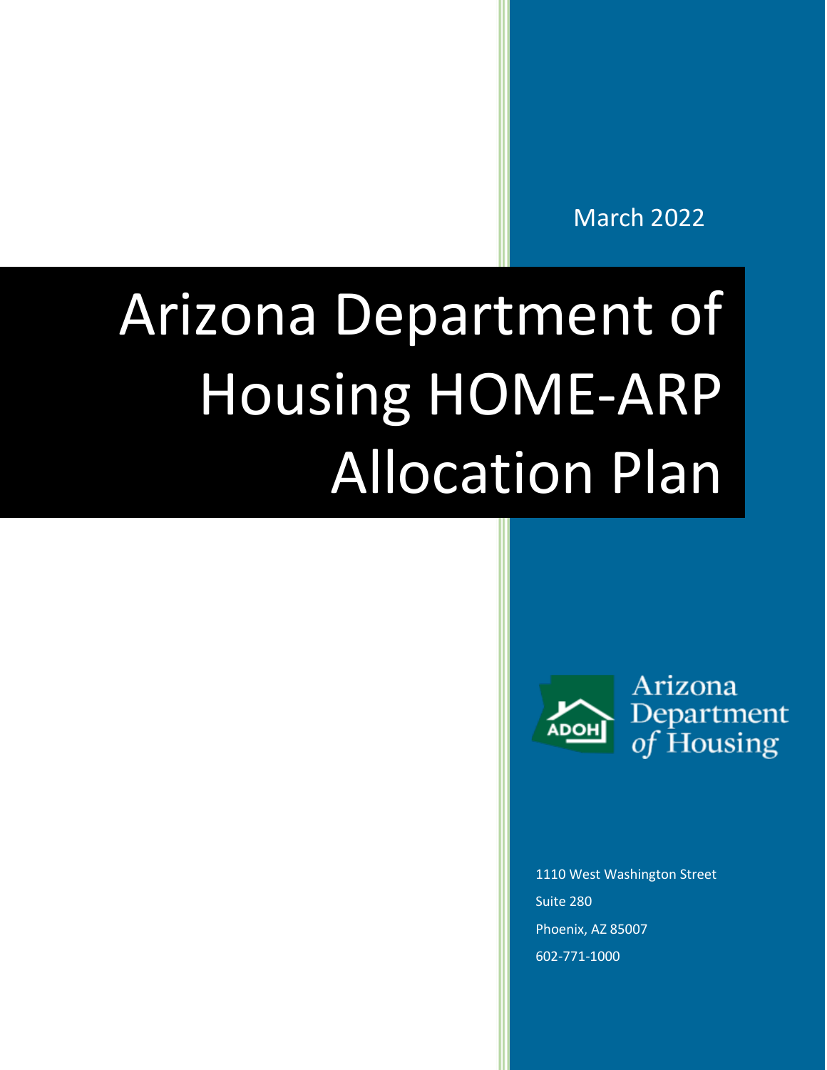March 2022

# Arizona Department of Housing HOME-ARP Allocation Plan

Arizona Department of Housing

1110 West Washington Street

Suite 280

Phoenix, AZ 85007

602-771-1000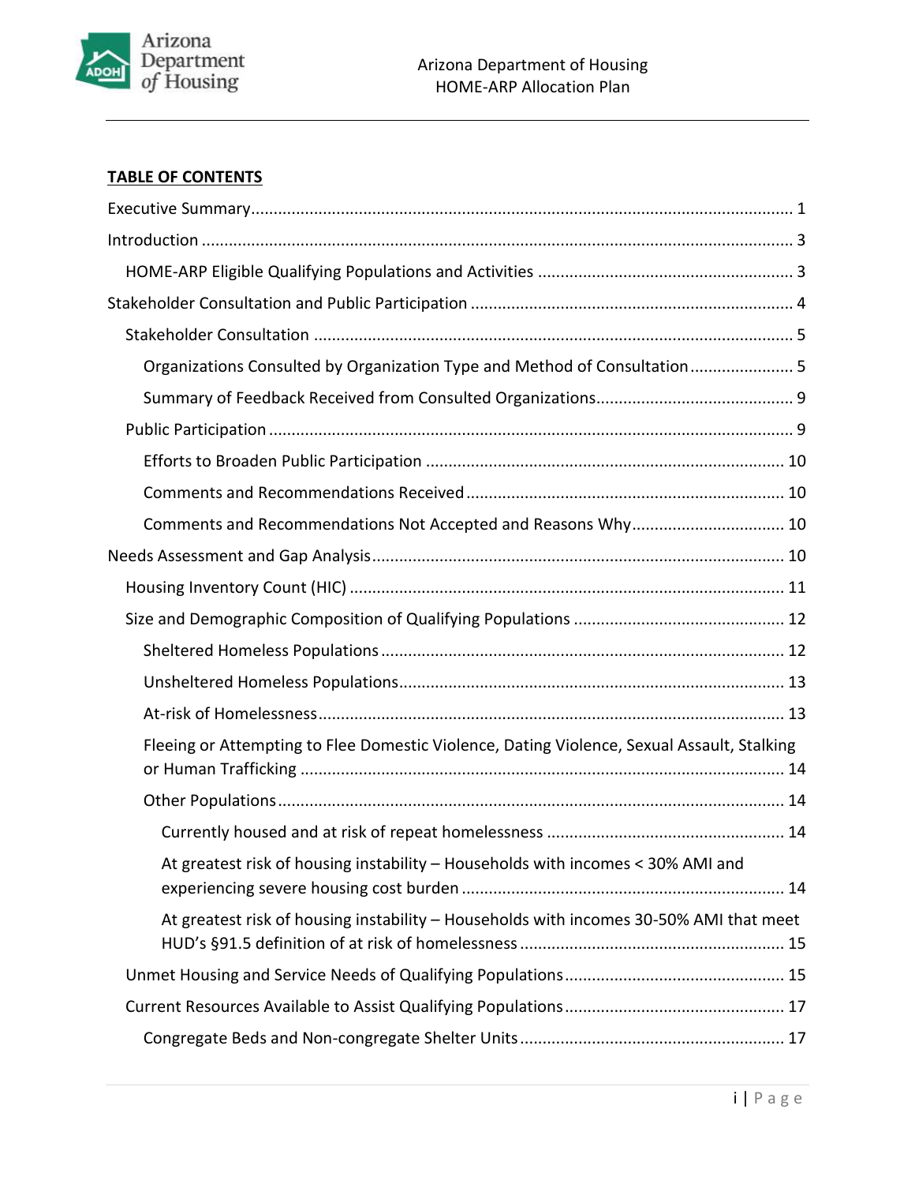**TABLE OF CONTENTS**

- Executive Summary ... 1
- Introduction ... 3
  - HOME-ARP Eligible Qualifying Populations and Activities ... 3
- Stakeholder Consultation and Public Participation ... 4
  - Stakeholder Consultation ... 5
    - Organizations Consulted by Organization Type and Method of Consultation ... 5
    - Summary of Feedback Received from Consulted Organizations ... 9
  - Public Participation ... 9
    - Efforts to Broaden Public Participation ... 10
    - Comments and Recommendations Received ... 10
    - Comments and Recommendations Not Accepted and Reasons Why ... 10
- Needs Assessment and Gap Analysis ... 10
  - Housing Inventory Count (HIC) ... 11
  - Size and Demographic Composition of Qualifying Populations ... 12
    - Sheltered Homeless Populations ... 12
    - Unsheltered Homeless Populations ... 13
    - At-risk of Homelessness ... 13
    - Fleeing or Attempting to Flee Domestic Violence, Dating Violence, Sexual Assault, Stalking or Human Trafficking ... 14
    - Other Populations ... 14
      - Currently housed and at risk of repeat homelessness ... 14
      - At greatest risk of housing instability – Households with incomes < 30% AMI and experiencing severe housing cost burden ... 14
      - At greatest risk of housing instability – Households with incomes 30-50% AMI that meet HUD's §91.5 definition of at risk of homelessness ... 15
  - Unmet Housing and Service Needs of Qualifying Populations ... 15
  - Current Resources Available to Assist Qualifying Populations ... 17
    - Congregate Beds and Non-congregate Shelter Units ... 17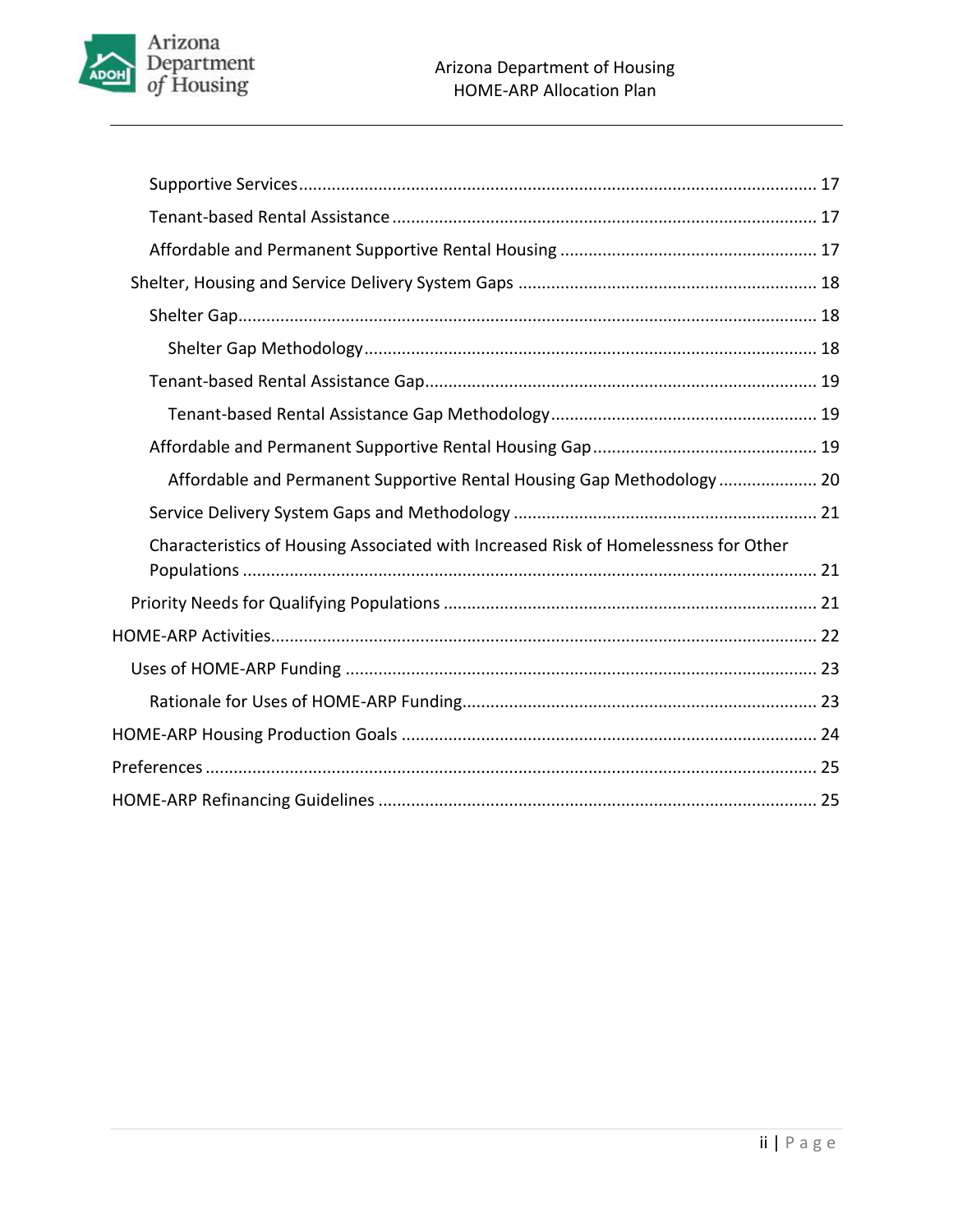- Supporting Services ........ 17
- Tenant-based Rental Assistance ........ 17
- Affordable and Permanent Supportive Rental Housing ........ 17

Shelter, Housing and Service Delivery System Gaps ........ 18

- Shelter Gap ........ 18
  - Shelter Gap Methodology ........ 18
- Tenant-based Rental Assistance Gap ........ 19
  - Tenant-based Rental Assistance Gap Methodology ........ 19
- Affordable and Permanent Supportive Rental Housing Gap ........ 19
  - Affordable and Permanent Supportive Rental Housing Gap Methodology ........ 20
- Service Delivery System Gaps and Methodology ........ 21
- Characteristics of Housing Associated with Increased Risk of Homelessness for Other Populations ........ 21

Priority Needs for Qualifying Populations ........ 21

HOME-ARP Activities ........ 22

- Uses of HOME-ARP Funding ........ 23
  - Rationale for Uses of HOME-ARP Funding ........ 23

HOME-ARP Housing Production Goals ........ 24

Preferences ........ 25

HOME-ARP Refinancing Guidelines ........ 25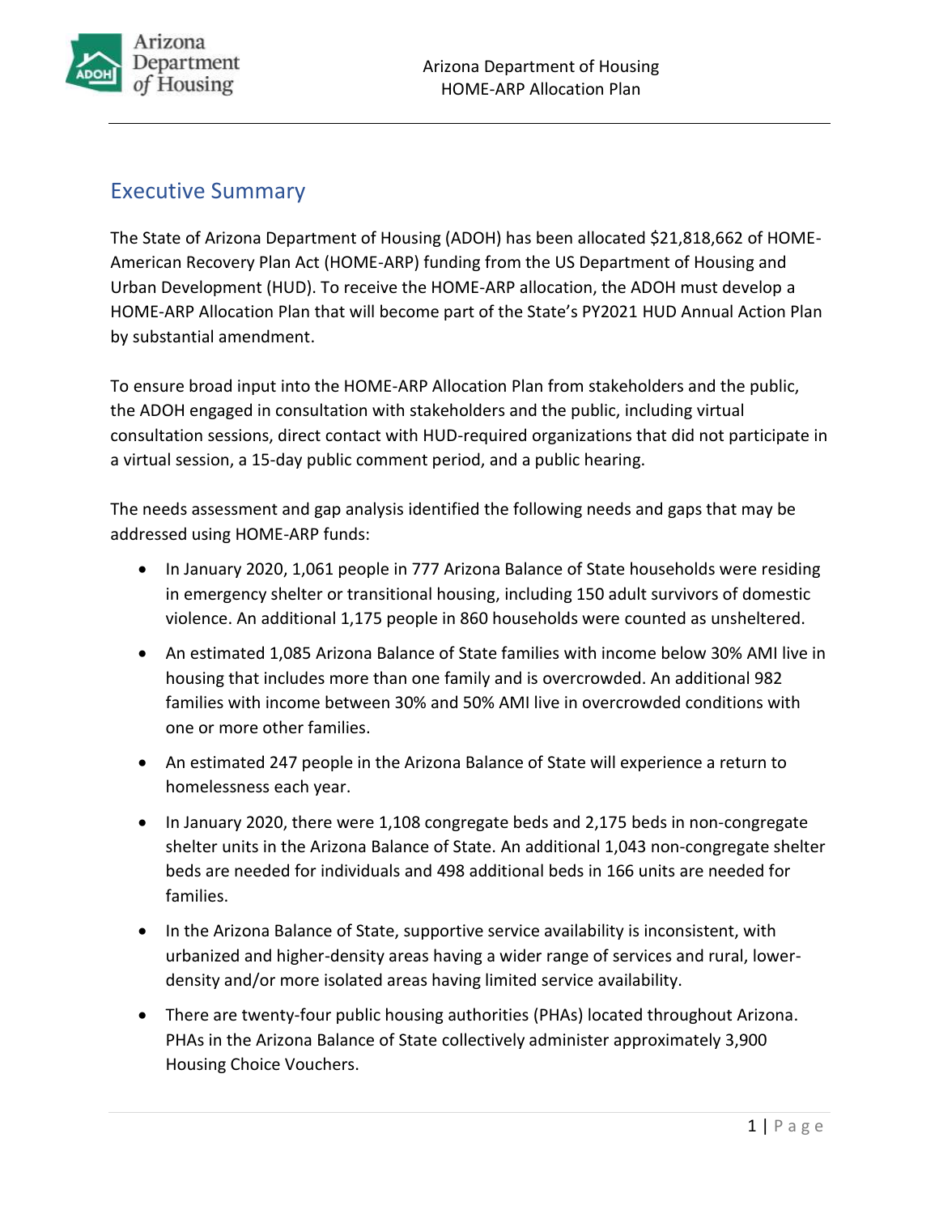## Executive Summary

The State of Arizona Department of Housing (ADOH) has been allocated $21,818,662 of HOME-American Recovery Plan Act (HOME-ARP) funding from the US Department of Housing and Urban Development (HUD). To receive the HOME-ARP allocation, the ADOH must develop a HOME-ARP Allocation Plan that will become part of the State's PY2021 HUD Annual Action Plan by substantial amendment.

To ensure broad input into the HOME-ARP Allocation Plan from stakeholders and the public, the ADOH engaged in consultation with stakeholders and the public, including virtual consultation sessions, direct contact with HUD-required organizations that did not participate in a virtual session, a 15-day public comment period, and a public hearing.

The needs assessment and gap analysis identified the following needs and gaps that may be addressed using HOME-ARP funds:

- In January 2020, 1,061 people in 777 Arizona Balance of State households were residing in emergency shelter or transitional housing, including 150 adult survivors of domestic violence. An additional 1,175 people in 860 households were counted as unsheltered.
- An estimated 1,085 Arizona Balance of State families with income below 30% AMI live in housing that includes more than one family and is overcrowded. An additional 982 families with income between 30% and 50% AMI live in overcrowded conditions with one or more other families.
- An estimated 247 people in the Arizona Balance of State will experience a return to homelessness each year.
- In January 2020, there were 1,108 congregate beds and 2,175 beds in non-congregate shelter units in the Arizona Balance of State. An additional 1,043 non-congregate shelter beds are needed for individuals and 498 additional beds in 166 units are needed for families.
- In the Arizona Balance of State, supportive service availability is inconsistent, with urbanized and higher-density areas having a wider range of services and rural, lower-density and/or more isolated areas having limited service availability.
- There are twenty-four public housing authorities (PHAs) located throughout Arizona. PHAs in the Arizona Balance of State collectively administer approximately 3,900 Housing Choice Vouchers.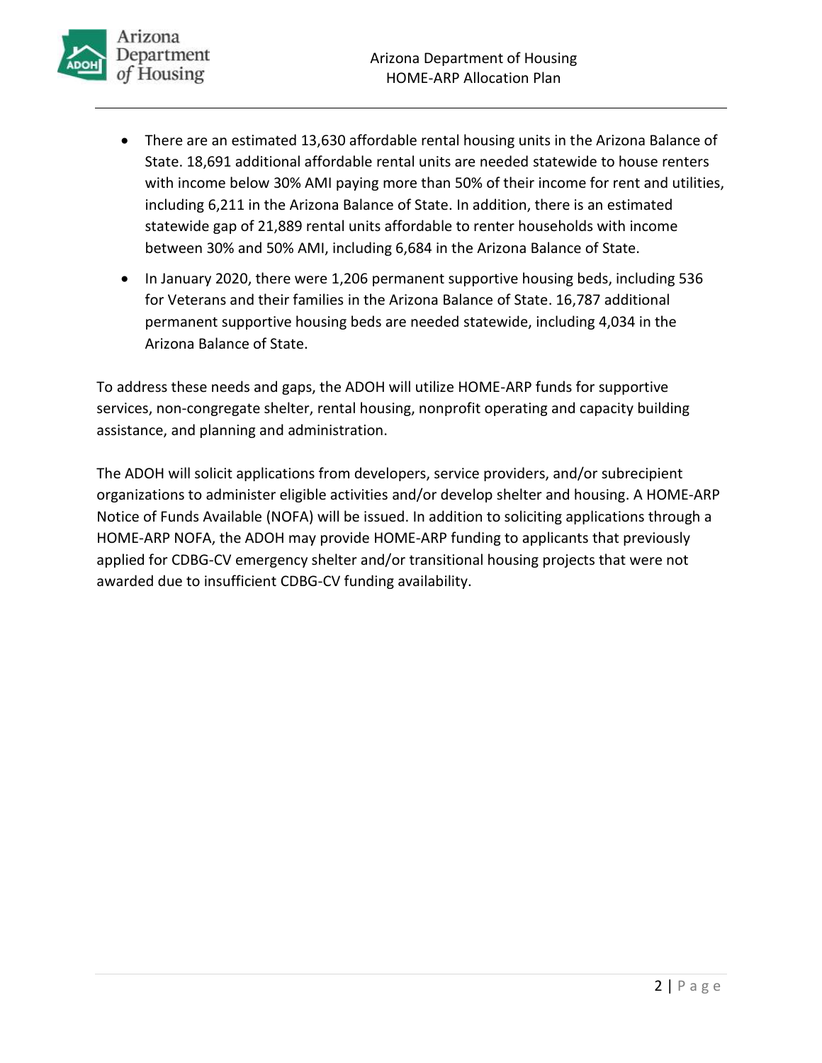- There are an estimated 13,630 affordable rental housing units in the Arizona Balance of State. 18,691 additional affordable rental units are needed statewide to house renters with income below 30% AMI paying more than 50% of their income for rent and utilities, including 6,211 in the Arizona Balance of State. In addition, there is an estimated statewide gap of 21,889 rental units affordable to renter households with income between 30% and 50% AMI, including 6,684 in the Arizona Balance of State.
- In January 2020, there were 1,206 permanent supportive housing beds, including 536 for Veterans and their families in the Arizona Balance of State. 16,787 additional permanent supportive housing beds are needed statewide, including 4,034 in the Arizona Balance of State.

To address these needs and gaps, the ADOH will utilize HOME-ARP funds for supportive services, non-congregate shelter, rental housing, nonprofit operating and capacity building assistance, and planning and administration.

The ADOH will solicit applications from developers, service providers, and/or subrecipient organizations to administer eligible activities and/or develop shelter and housing. A HOME-ARP Notice of Funds Available (NOFA) will be issued. In addition to soliciting applications through a HOME-ARP NOFA, the ADOH may provide HOME-ARP funding to applicants that previously applied for CDBG-CV emergency shelter and/or transitional housing projects that were not awarded due to insufficient CDBG-CV funding availability.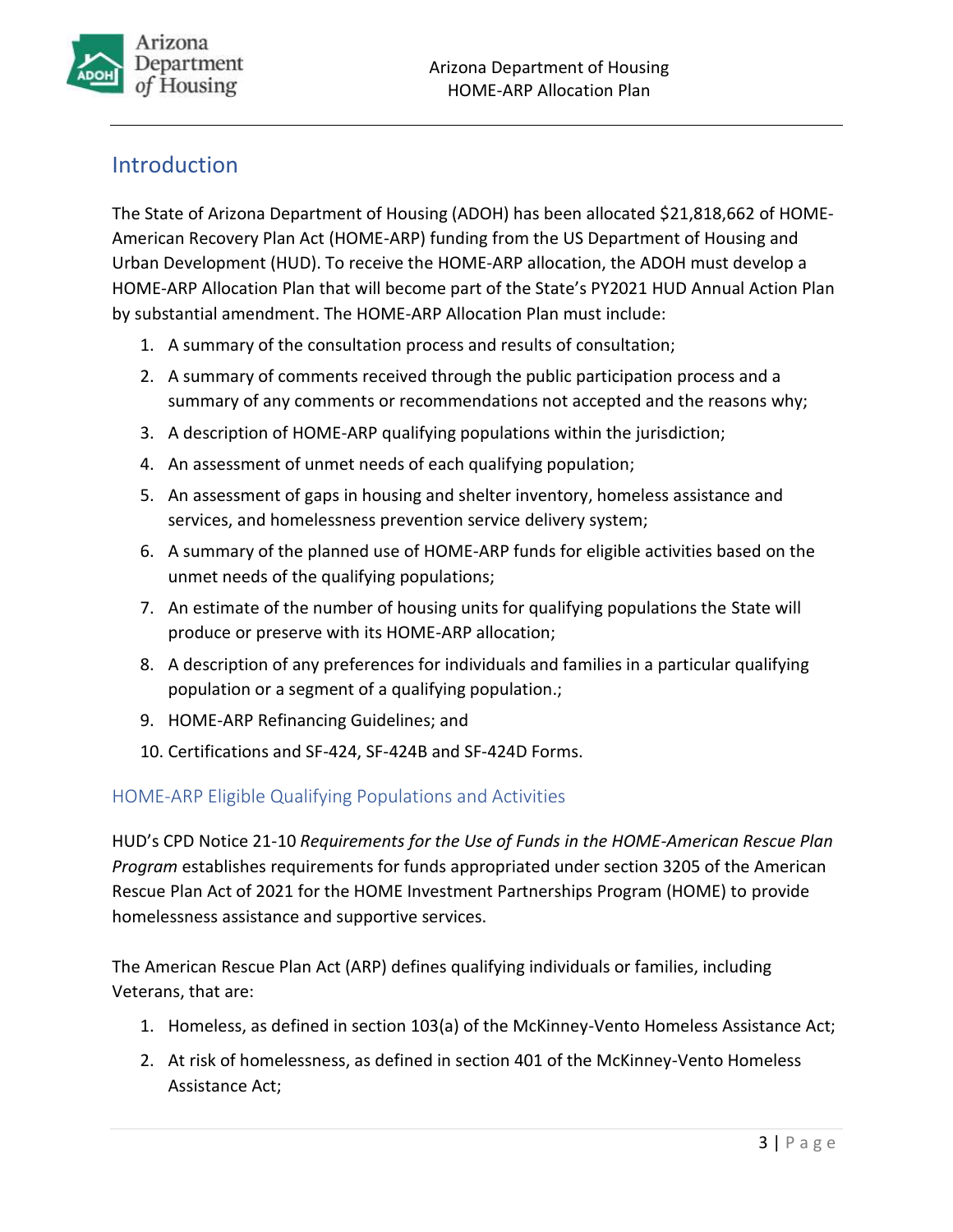## Introduction

The State of Arizona Department of Housing (ADOH) has been allocated $21,818,662 of HOME-American Recovery Plan Act (HOME-ARP) funding from the US Department of Housing and Urban Development (HUD). To receive the HOME-ARP allocation, the ADOH must develop a HOME-ARP Allocation Plan that will become part of the State's PY2021 HUD Annual Action Plan by substantial amendment. The HOME-ARP Allocation Plan must include:

1. A summary of the consultation process and results of consultation;
2. A summary of comments received through the public participation process and a summary of any comments or recommendations not accepted and the reasons why;
3. A description of HOME-ARP qualifying populations within the jurisdiction;
4. An assessment of unmet needs of each qualifying population;
5. An assessment of gaps in housing and shelter inventory, homeless assistance and services, and homelessness prevention service delivery system;
6. A summary of the planned use of HOME-ARP funds for eligible activities based on the unmet needs of the qualifying populations;
7. An estimate of the number of housing units for qualifying populations the State will produce or preserve with its HOME-ARP allocation;
8. A description of any preferences for individuals and families in a particular qualifying population or a segment of a qualifying population.;
9. HOME-ARP Refinancing Guidelines; and
10. Certifications and SF-424, SF-424B and SF-424D Forms.

### HOME-ARP Eligible Qualifying Populations and Activities

HUD's CPD Notice 21-10 *Requirements for the Use of Funds in the HOME-American Rescue Plan Program* establishes requirements for funds appropriated under section 3205 of the American Rescue Plan Act of 2021 for the HOME Investment Partnerships Program (HOME) to provide homelessness assistance and supportive services.

The American Rescue Plan Act (ARP) defines qualifying individuals or families, including Veterans, that are:

1. Homeless, as defined in section 103(a) of the McKinney-Vento Homeless Assistance Act;
2. At risk of homelessness, as defined in section 401 of the McKinney-Vento Homeless Assistance Act;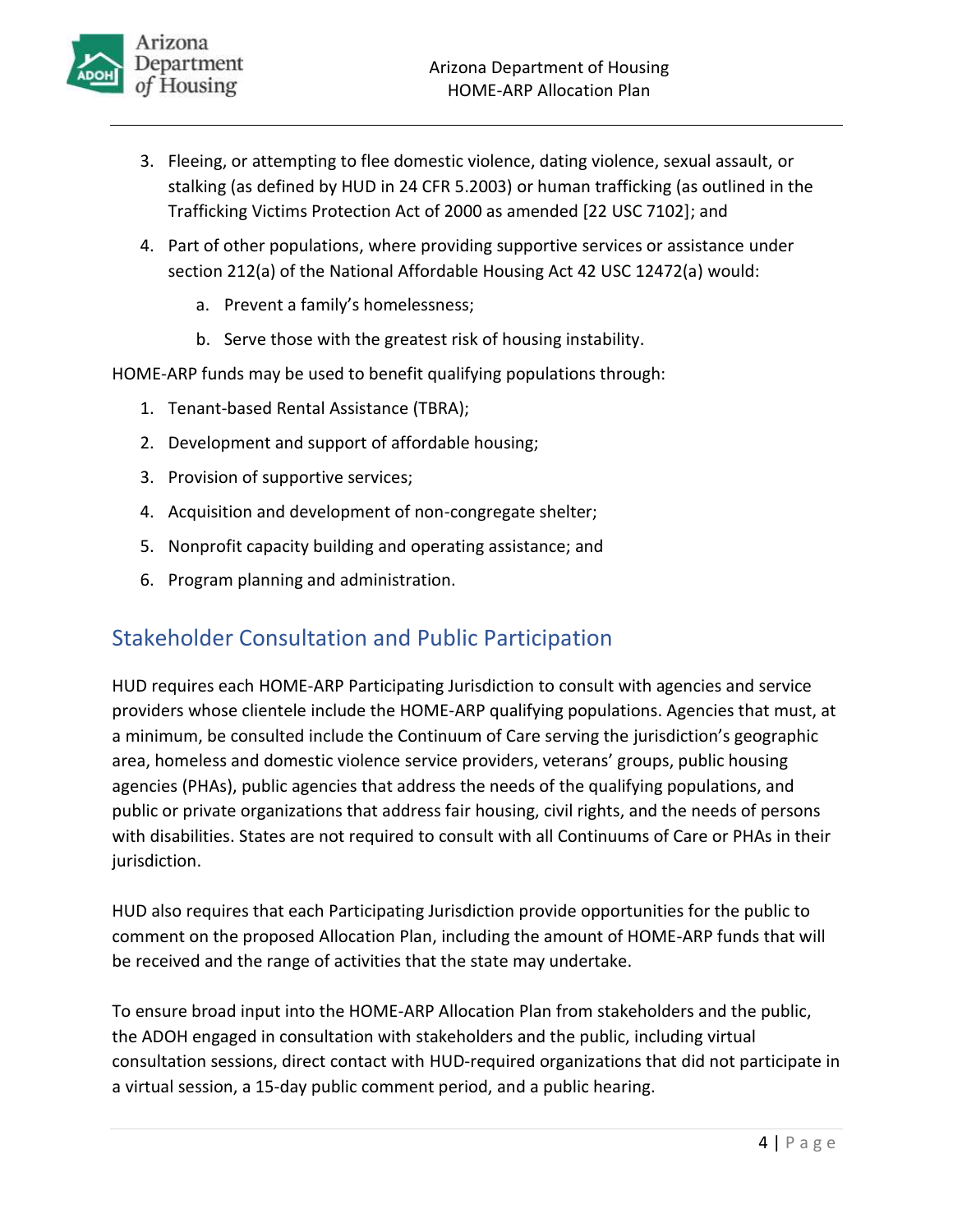3. Fleeing, or attempting to flee domestic violence, dating violence, sexual assault, or stalking (as defined by HUD in 24 CFR 5.2003) or human trafficking (as outlined in the Trafficking Victims Protection Act of 2000 as amended [22 USC 7102]; and
4. Part of other populations, where providing supportive services or assistance under section 212(a) of the National Affordable Housing Act 42 USC 12472(a) would:
    a. Prevent a family's homelessness;
    b. Serve those with the greatest risk of housing instability.

HOME-ARP funds may be used to benefit qualifying populations through:

1. Tenant-based Rental Assistance (TBRA);
2. Development and support of affordable housing;
3. Provision of supportive services;
4. Acquisition and development of non-congregate shelter;
5. Nonprofit capacity building and operating assistance; and
6. Program planning and administration.

## Stakeholder Consultation and Public Participation

HUD requires each HOME-ARP Participating Jurisdiction to consult with agencies and service providers whose clientele include the HOME-ARP qualifying populations. Agencies that must, at a minimum, be consulted include the Continuum of Care serving the jurisdiction's geographic area, homeless and domestic violence service providers, veterans' groups, public housing agencies (PHAs), public agencies that address the needs of the qualifying populations, and public or private organizations that address fair housing, civil rights, and the needs of persons with disabilities. States are not required to consult with all Continuums of Care or PHAs in their jurisdiction.

HUD also requires that each Participating Jurisdiction provide opportunities for the public to comment on the proposed Allocation Plan, including the amount of HOME-ARP funds that will be received and the range of activities that the state may undertake.

To ensure broad input into the HOME-ARP Allocation Plan from stakeholders and the public, the ADOH engaged in consultation with stakeholders and the public, including virtual consultation sessions, direct contact with HUD-required organizations that did not participate in a virtual session, a 15-day public comment period, and a public hearing.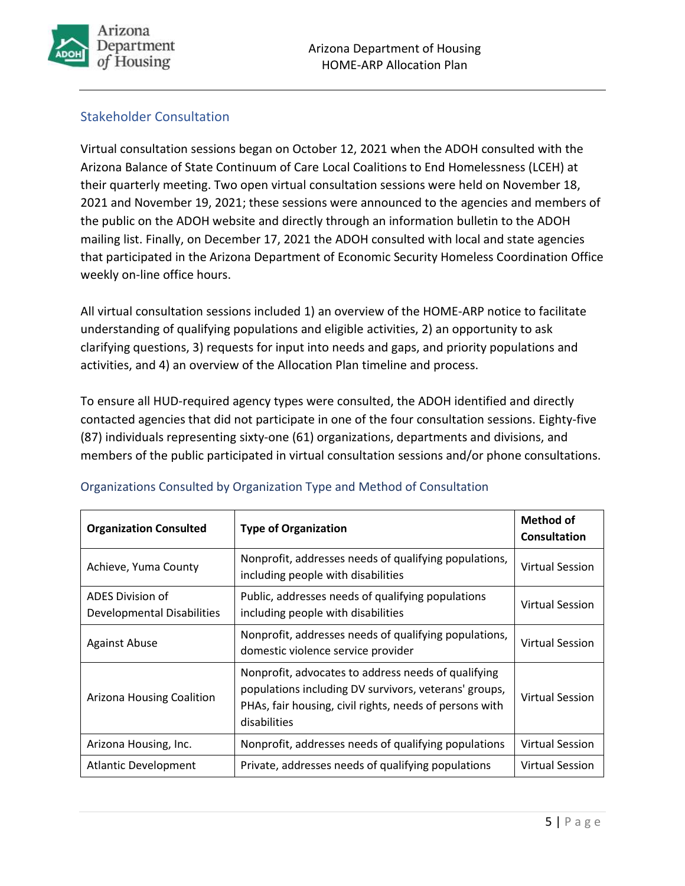## Stakeholder Consultation

Virtual consultation sessions began on October 12, 2021 when the ADOH consulted with the Arizona Balance of State Continuum of Care Local Coalitions to End Homelessness (LCEH) at their quarterly meeting. Two open virtual consultation sessions were held on November 18, 2021 and November 19, 2021; these sessions were announced to the agencies and members of the public on the ADOH website and directly through an information bulletin to the ADOH mailing list. Finally, on December 17, 2021 the ADOH consulted with local and state agencies that participated in the Arizona Department of Economic Security Homeless Coordination Office weekly on-line office hours.

All virtual consultation sessions included 1) an overview of the HOME-ARP notice to facilitate understanding of qualifying populations and eligible activities, 2) an opportunity to ask clarifying questions, 3) requests for input into needs and gaps, and priority populations and activities, and 4) an overview of the Allocation Plan timeline and process.

To ensure all HUD-required agency types were consulted, the ADOH identified and directly contacted agencies that did not participate in one of the four consultation sessions. Eighty-five (87) individuals representing sixty-one (61) organizations, departments and divisions, and members of the public participated in virtual consultation sessions and/or phone consultations.

### Organizations Consulted by Organization Type and Method of Consultation

| Organization Consulted | Type of Organization | Method of Consultation |
|---|---|---|
| Achieve, Yuma County | Nonprofit, addresses needs of qualifying populations, including people with disabilities | Virtual Session |
| ADES Division of Developmental Disabilities | Public, addresses needs of qualifying populations including people with disabilities | Virtual Session |
| Against Abuse | Nonprofit, addresses needs of qualifying populations, domestic violence service provider | Virtual Session |
| Arizona Housing Coalition | Nonprofit, advocates to address needs of qualifying populations including DV survivors, veterans' groups, PHAs, fair housing, civil rights, needs of persons with disabilities | Virtual Session |
| Arizona Housing, Inc. | Nonprofit, addresses needs of qualifying populations | Virtual Session |
| Atlantic Development | Private, addresses needs of qualifying populations | Virtual Session |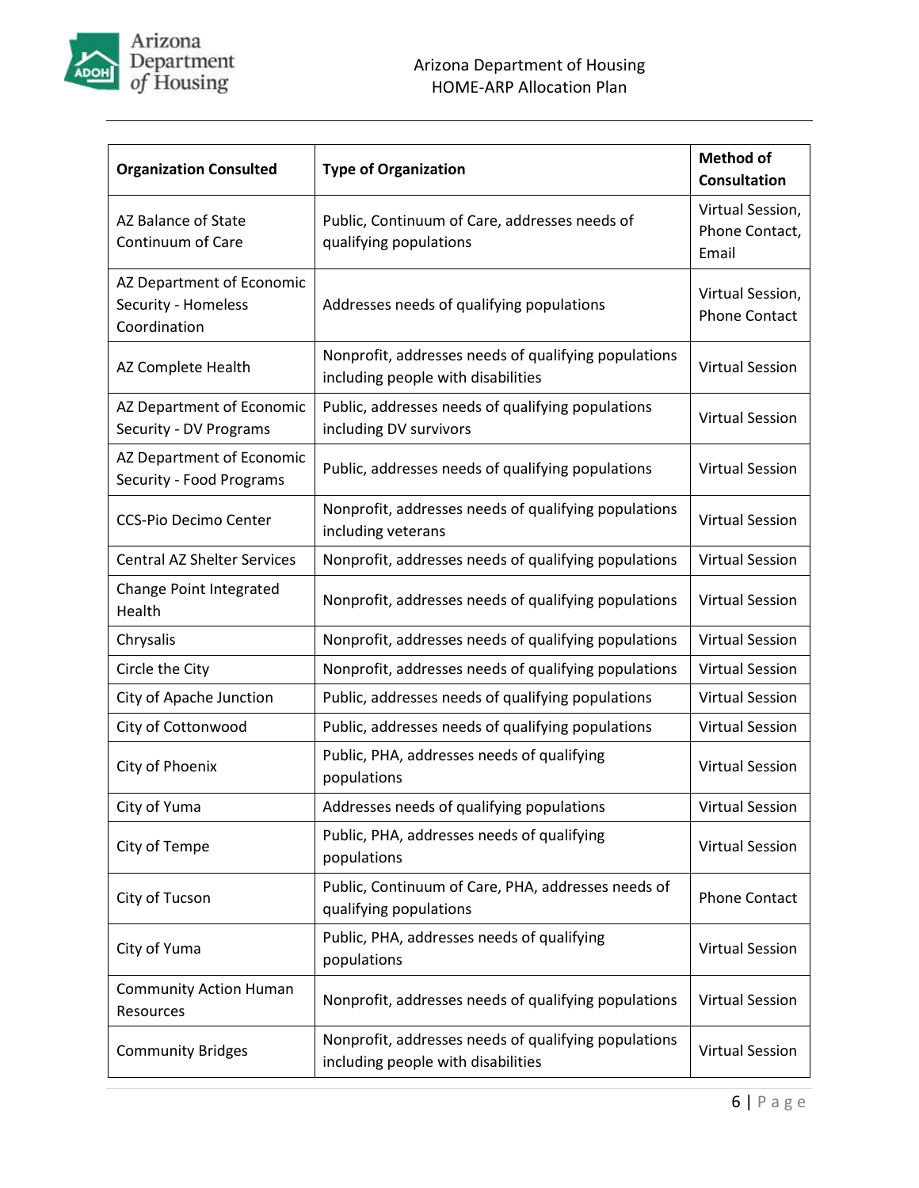| Organization Consulted | Type of Organization | Method of Consultation |
|---|---|---|
| AZ Balance of State Continuum of Care | Public, Continuum of Care, addresses needs of qualifying populations | Virtual Session, Phone Contact, Email |
| AZ Department of Economic Security - Homeless Coordination | Addresses needs of qualifying populations | Virtual Session, Phone Contact |
| AZ Complete Health | Nonprofit, addresses needs of qualifying populations including people with disabilities | Virtual Session |
| AZ Department of Economic Security - DV Programs | Public, addresses needs of qualifying populations including DV survivors | Virtual Session |
| AZ Department of Economic Security - Food Programs | Public, addresses needs of qualifying populations | Virtual Session |
| CCS-Pio Decimo Center | Nonprofit, addresses needs of qualifying populations including veterans | Virtual Session |
| Central AZ Shelter Services | Nonprofit, addresses needs of qualifying populations | Virtual Session |
| Change Point Integrated Health | Nonprofit, addresses needs of qualifying populations | Virtual Session |
| Chrysalis | Nonprofit, addresses needs of qualifying populations | Virtual Session |
| Circle the City | Nonprofit, addresses needs of qualifying populations | Virtual Session |
| City of Apache Junction | Public, addresses needs of qualifying populations | Virtual Session |
| City of Cottonwood | Public, addresses needs of qualifying populations | Virtual Session |
| City of Phoenix | Public, PHA, addresses needs of qualifying populations | Virtual Session |
| City of Yuma | Addresses needs of qualifying populations | Virtual Session |
| City of Tempe | Public, PHA, addresses needs of qualifying populations | Virtual Session |
| City of Tucson | Public, Continuum of Care, PHA, addresses needs of qualifying populations | Phone Contact |
| City of Yuma | Public, PHA, addresses needs of qualifying populations | Virtual Session |
| Community Action Human Resources | Nonprofit, addresses needs of qualifying populations | Virtual Session |
| Community Bridges | Nonprofit, addresses needs of qualifying populations including people with disabilities | Virtual Session |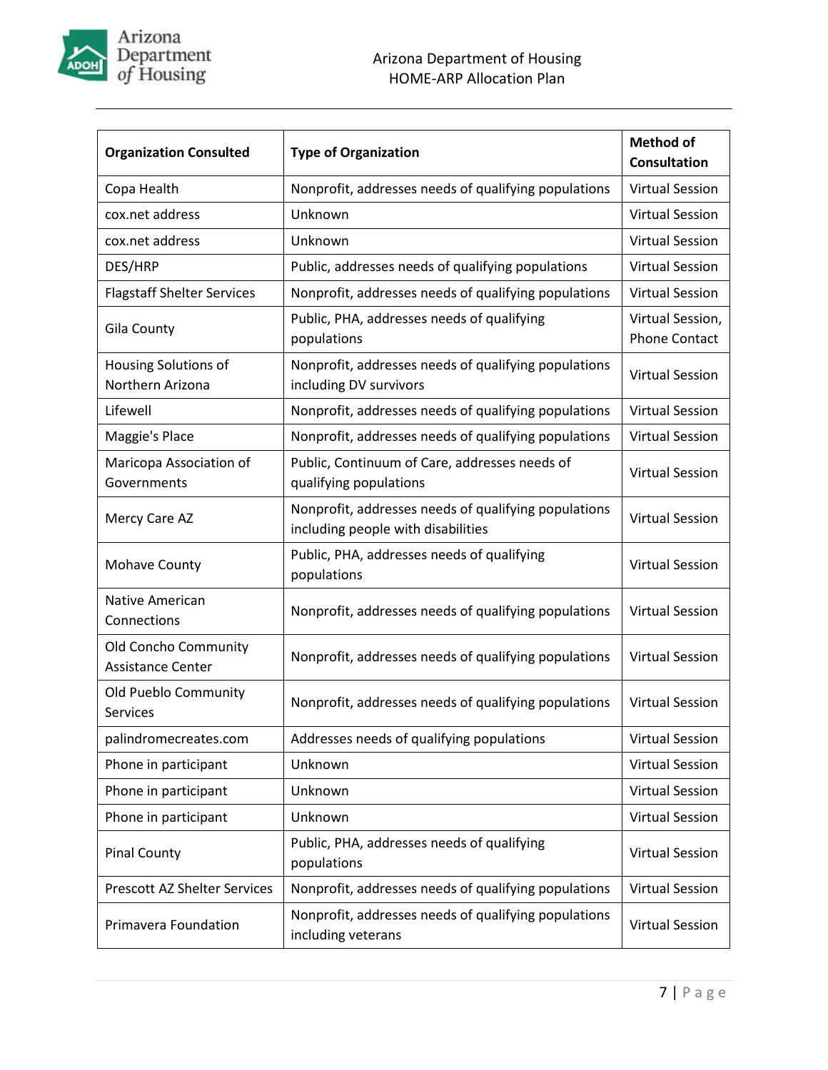| Organization Consulted | Type of Organization | Method of Consultation |
|---|---|---|
| Copa Health | Nonprofit, addresses needs of qualifying populations | Virtual Session |
| cox.net address | Unknown | Virtual Session |
| cox.net address | Unknown | Virtual Session |
| DES/HRP | Public, addresses needs of qualifying populations | Virtual Session |
| Flagstaff Shelter Services | Nonprofit, addresses needs of qualifying populations | Virtual Session |
| Gila County | Public, PHA, addresses needs of qualifying populations | Virtual Session, Phone Contact |
| Housing Solutions of Northern Arizona | Nonprofit, addresses needs of qualifying populations including DV survivors | Virtual Session |
| Lifewell | Nonprofit, addresses needs of qualifying populations | Virtual Session |
| Maggie's Place | Nonprofit, addresses needs of qualifying populations | Virtual Session |
| Maricopa Association of Governments | Public, Continuum of Care, addresses needs of qualifying populations | Virtual Session |
| Mercy Care AZ | Nonprofit, addresses needs of qualifying populations including people with disabilities | Virtual Session |
| Mohave County | Public, PHA, addresses needs of qualifying populations | Virtual Session |
| Native American Connections | Nonprofit, addresses needs of qualifying populations | Virtual Session |
| Old Concho Community Assistance Center | Nonprofit, addresses needs of qualifying populations | Virtual Session |
| Old Pueblo Community Services | Nonprofit, addresses needs of qualifying populations | Virtual Session |
| palindromecreates.com | Addresses needs of qualifying populations | Virtual Session |
| Phone in participant | Unknown | Virtual Session |
| Phone in participant | Unknown | Virtual Session |
| Phone in participant | Unknown | Virtual Session |
| Pinal County | Public, PHA, addresses needs of qualifying populations | Virtual Session |
| Prescott AZ Shelter Services | Nonprofit, addresses needs of qualifying populations | Virtual Session |
| Primavera Foundation | Nonprofit, addresses needs of qualifying populations including veterans | Virtual Session |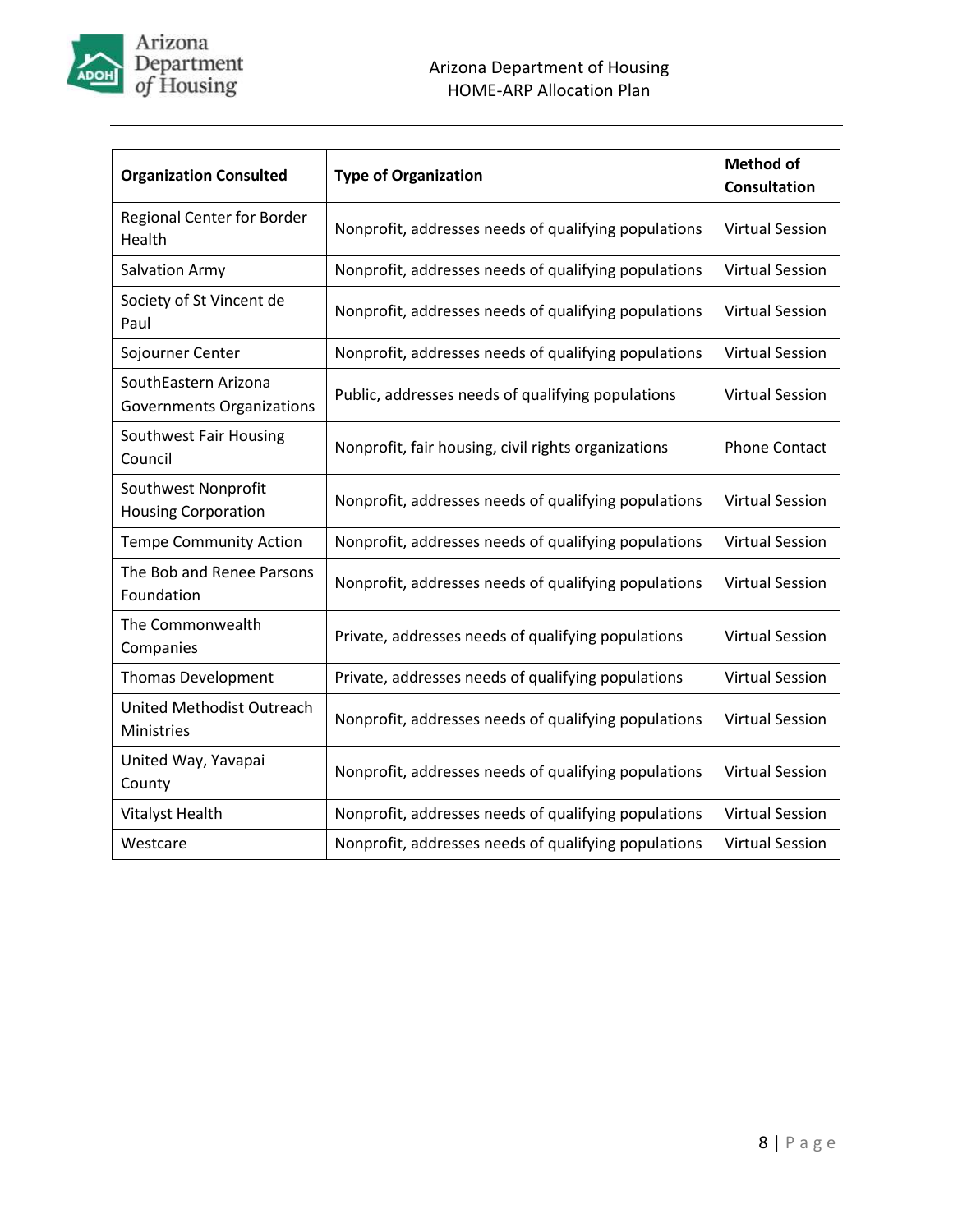| Organization Consulted | Type of Organization | Method of Consultation |
|---|---|---|
| Regional Center for Border Health | Nonprofit, addresses needs of qualifying populations | Virtual Session |
| Salvation Army | Nonprofit, addresses needs of qualifying populations | Virtual Session |
| Society of St Vincent de Paul | Nonprofit, addresses needs of qualifying populations | Virtual Session |
| Sojourner Center | Nonprofit, addresses needs of qualifying populations | Virtual Session |
| SouthEastern Arizona Governments Organizations | Public, addresses needs of qualifying populations | Virtual Session |
| Southwest Fair Housing Council | Nonprofit, fair housing, civil rights organizations | Phone Contact |
| Southwest Nonprofit Housing Corporation | Nonprofit, addresses needs of qualifying populations | Virtual Session |
| Tempe Community Action | Nonprofit, addresses needs of qualifying populations | Virtual Session |
| The Bob and Renee Parsons Foundation | Nonprofit, addresses needs of qualifying populations | Virtual Session |
| The Commonwealth Companies | Private, addresses needs of qualifying populations | Virtual Session |
| Thomas Development | Private, addresses needs of qualifying populations | Virtual Session |
| United Methodist Outreach Ministries | Nonprofit, addresses needs of qualifying populations | Virtual Session |
| United Way, Yavapai County | Nonprofit, addresses needs of qualifying populations | Virtual Session |
| Vitalyst Health | Nonprofit, addresses needs of qualifying populations | Virtual Session |
| Westcare | Nonprofit, addresses needs of qualifying populations | Virtual Session |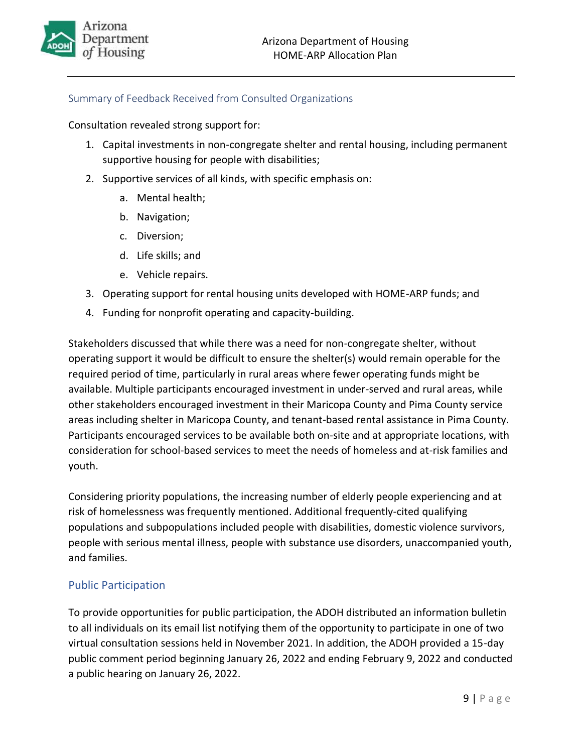### Summary of Feedback Received from Consulted Organizations

Consultation revealed strong support for:

1. Capital investments in non-congregate shelter and rental housing, including permanent supportive housing for people with disabilities;
2. Supportive services of all kinds, with specific emphasis on:
    a. Mental health;
    b. Navigation;
    c. Diversion;
    d. Life skills; and
    e. Vehicle repairs.
3. Operating support for rental housing units developed with HOME-ARP funds; and
4. Funding for nonprofit operating and capacity-building.

Stakeholders discussed that while there was a need for non-congregate shelter, without operating support it would be difficult to ensure the shelter(s) would remain operable for the required period of time, particularly in rural areas where fewer operating funds might be available. Multiple participants encouraged investment in under-served and rural areas, while other stakeholders encouraged investment in their Maricopa County and Pima County service areas including shelter in Maricopa County, and tenant-based rental assistance in Pima County. Participants encouraged services to be available both on-site and at appropriate locations, with consideration for school-based services to meet the needs of homeless and at-risk families and youth.

Considering priority populations, the increasing number of elderly people experiencing and at risk of homelessness was frequently mentioned. Additional frequently-cited qualifying populations and subpopulations included people with disabilities, domestic violence survivors, people with serious mental illness, people with substance use disorders, unaccompanied youth, and families.

## Public Participation

To provide opportunities for public participation, the ADOH distributed an information bulletin to all individuals on its email list notifying them of the opportunity to participate in one of two virtual consultation sessions held in November 2021. In addition, the ADOH provided a 15-day public comment period beginning January 26, 2022 and ending February 9, 2022 and conducted a public hearing on January 26, 2022.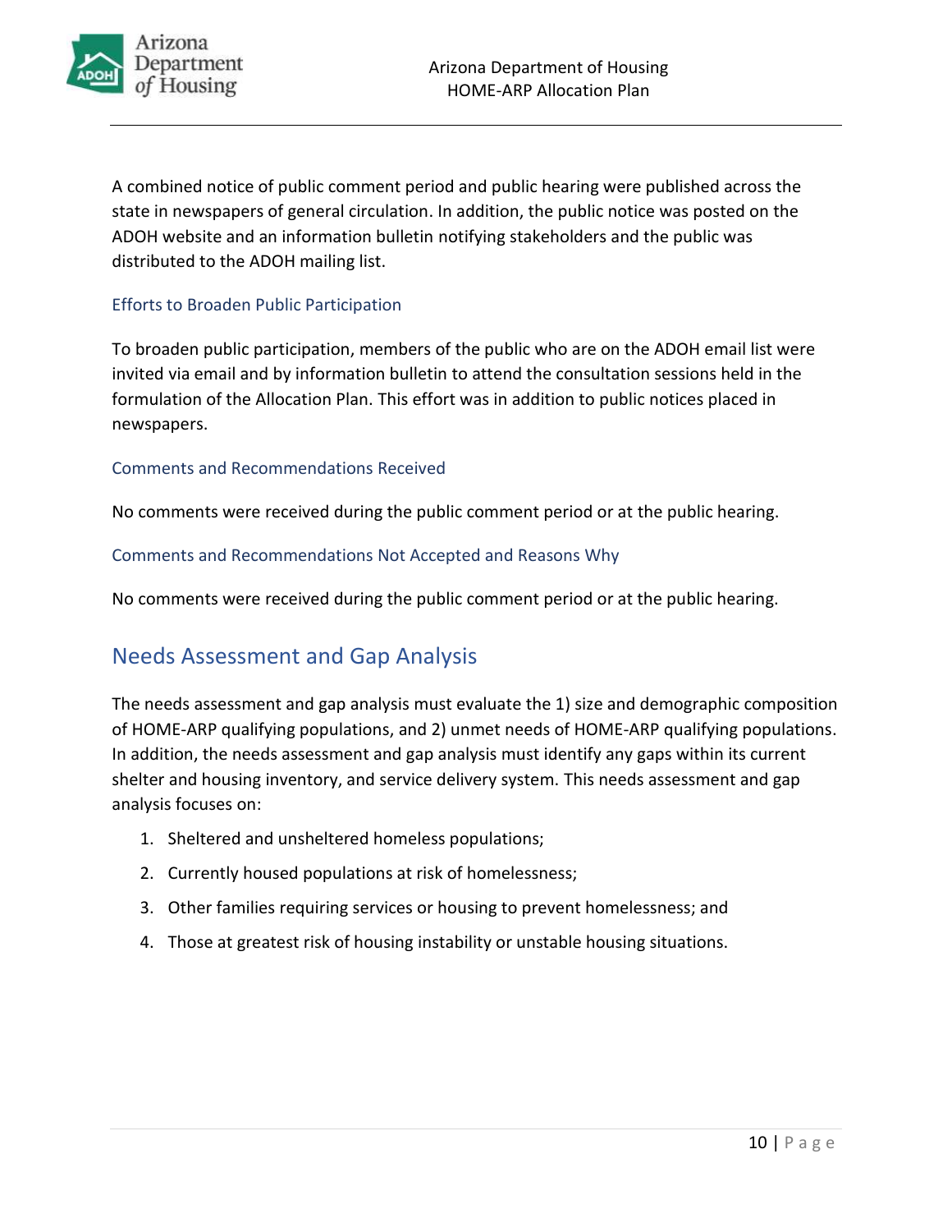A combined notice of public comment period and public hearing were published across the state in newspapers of general circulation. In addition, the public notice was posted on the ADOH website and an information bulletin notifying stakeholders and the public was distributed to the ADOH mailing list.

### Efforts to Broaden Public Participation

To broaden public participation, members of the public who are on the ADOH email list were invited via email and by information bulletin to attend the consultation sessions held in the formulation of the Allocation Plan. This effort was in addition to public notices placed in newspapers.

### Comments and Recommendations Received

No comments were received during the public comment period or at the public hearing.

### Comments and Recommendations Not Accepted and Reasons Why

No comments were received during the public comment period or at the public hearing.

## Needs Assessment and Gap Analysis

The needs assessment and gap analysis must evaluate the 1) size and demographic composition of HOME-ARP qualifying populations, and 2) unmet needs of HOME-ARP qualifying populations. In addition, the needs assessment and gap analysis must identify any gaps within its current shelter and housing inventory, and service delivery system. This needs assessment and gap analysis focuses on:

1. Sheltered and unsheltered homeless populations;
2. Currently housed populations at risk of homelessness;
3. Other families requiring services or housing to prevent homelessness; and
4. Those at greatest risk of housing instability or unstable housing situations.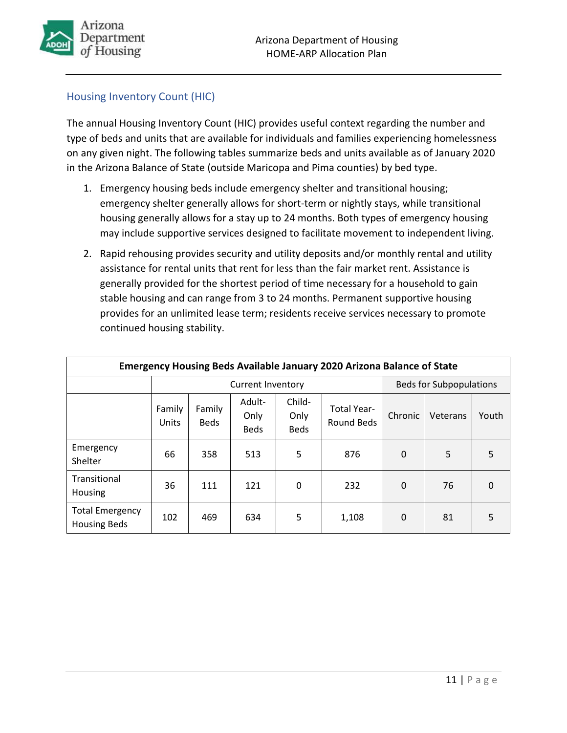## Housing Inventory Count (HIC)

The annual Housing Inventory Count (HIC) provides useful context regarding the number and type of beds and units that are available for individuals and families experiencing homelessness on any given night. The following tables summarize beds and units available as of January 2020 in the Arizona Balance of State (outside Maricopa and Pima counties) by bed type.

1. Emergency housing beds include emergency shelter and transitional housing; emergency shelter generally allows for short-term or nightly stays, while transitional housing generally allows for a stay up to 24 months. Both types of emergency housing may include supportive services designed to facilitate movement to independent living.
2. Rapid rehousing provides security and utility deposits and/or monthly rental and utility assistance for rental units that rent for less than the fair market rent. Assistance is generally provided for the shortest period of time necessary for a household to gain stable housing and can range from 3 to 24 months. Permanent supportive housing provides for an unlimited lease term; residents receive services necessary to promote continued housing stability.

| Emergency Housing Beds Available January 2020 Arizona Balance of State | | | | | | | | |
|---|---|---|---|---|---|---|---|---|
| | Current Inventory | | | | | Beds for Subpopulations | | |
| | Family Units | Family Beds | Adult-Only Beds | Child-Only Beds | Total Year-Round Beds | Chronic | Veterans | Youth |
| Emergency Shelter | 66 | 358 | 513 | 5 | 876 | 0 | 5 | 5 |
| Transitional Housing | 36 | 111 | 121 | 0 | 232 | 0 | 76 | 0 |
| Total Emergency Housing Beds | 102 | 469 | 634 | 5 | 1,108 | 0 | 81 | 5 |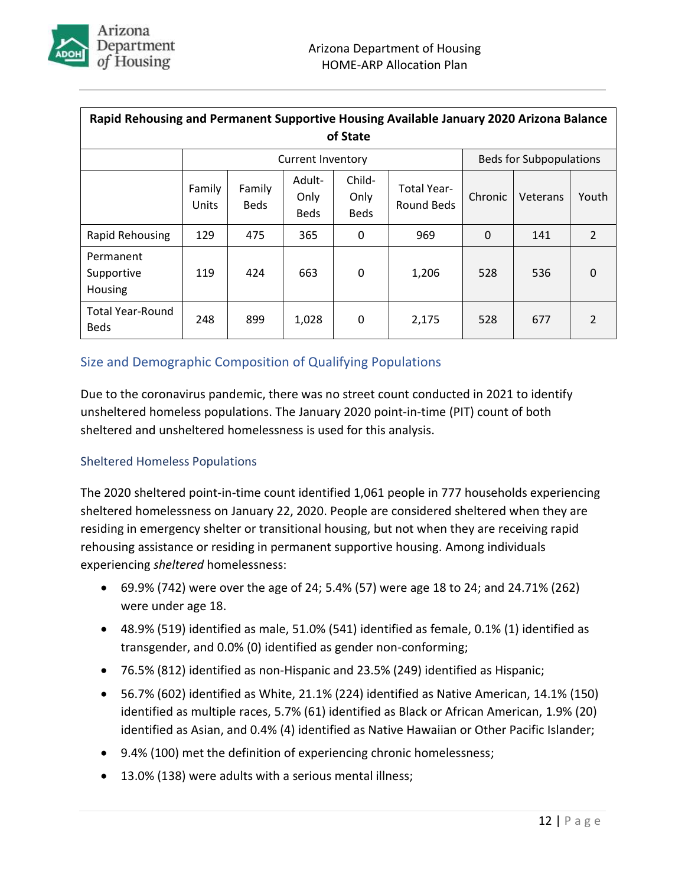| Rapid Rehousing and Permanent Supportive Housing Available January 2020 Arizona Balance of State | | | | | | | | |
|---|---|---|---|---|---|---|---|---|
| | Current Inventory | | | | | Beds for Subpopulations | | |
| | Family Units | Family Beds | Adult-Only Beds | Child-Only Beds | Total Year-Round Beds | Chronic | Veterans | Youth |
| Rapid Rehousing | 129 | 475 | 365 | 0 | 969 | 0 | 141 | 2 |
| Permanent Supportive Housing | 119 | 424 | 663 | 0 | 1,206 | 528 | 536 | 0 |
| Total Year-Round Beds | 248 | 899 | 1,028 | 0 | 2,175 | 528 | 677 | 2 |

## Size and Demographic Composition of Qualifying Populations

Due to the coronavirus pandemic, there was no street count conducted in 2021 to identify unsheltered homeless populations. The January 2020 point-in-time (PIT) count of both sheltered and unsheltered homelessness is used for this analysis.

### Sheltered Homeless Populations

The 2020 sheltered point-in-time count identified 1,061 people in 777 households experiencing sheltered homelessness on January 22, 2020. People are considered sheltered when they are residing in emergency shelter or transitional housing, but not when they are receiving rapid rehousing assistance or residing in permanent supportive housing. Among individuals experiencing *sheltered* homelessness:

- 69.9% (742) were over the age of 24; 5.4% (57) were age 18 to 24; and 24.71% (262) were under age 18.
- 48.9% (519) identified as male, 51.0% (541) identified as female, 0.1% (1) identified as transgender, and 0.0% (0) identified as gender non-conforming;
- 76.5% (812) identified as non-Hispanic and 23.5% (249) identified as Hispanic;
- 56.7% (602) identified as White, 21.1% (224) identified as Native American, 14.1% (150) identified as multiple races, 5.7% (61) identified as Black or African American, 1.9% (20) identified as Asian, and 0.4% (4) identified as Native Hawaiian or Other Pacific Islander;
- 9.4% (100) met the definition of experiencing chronic homelessness;
- 13.0% (138) were adults with a serious mental illness;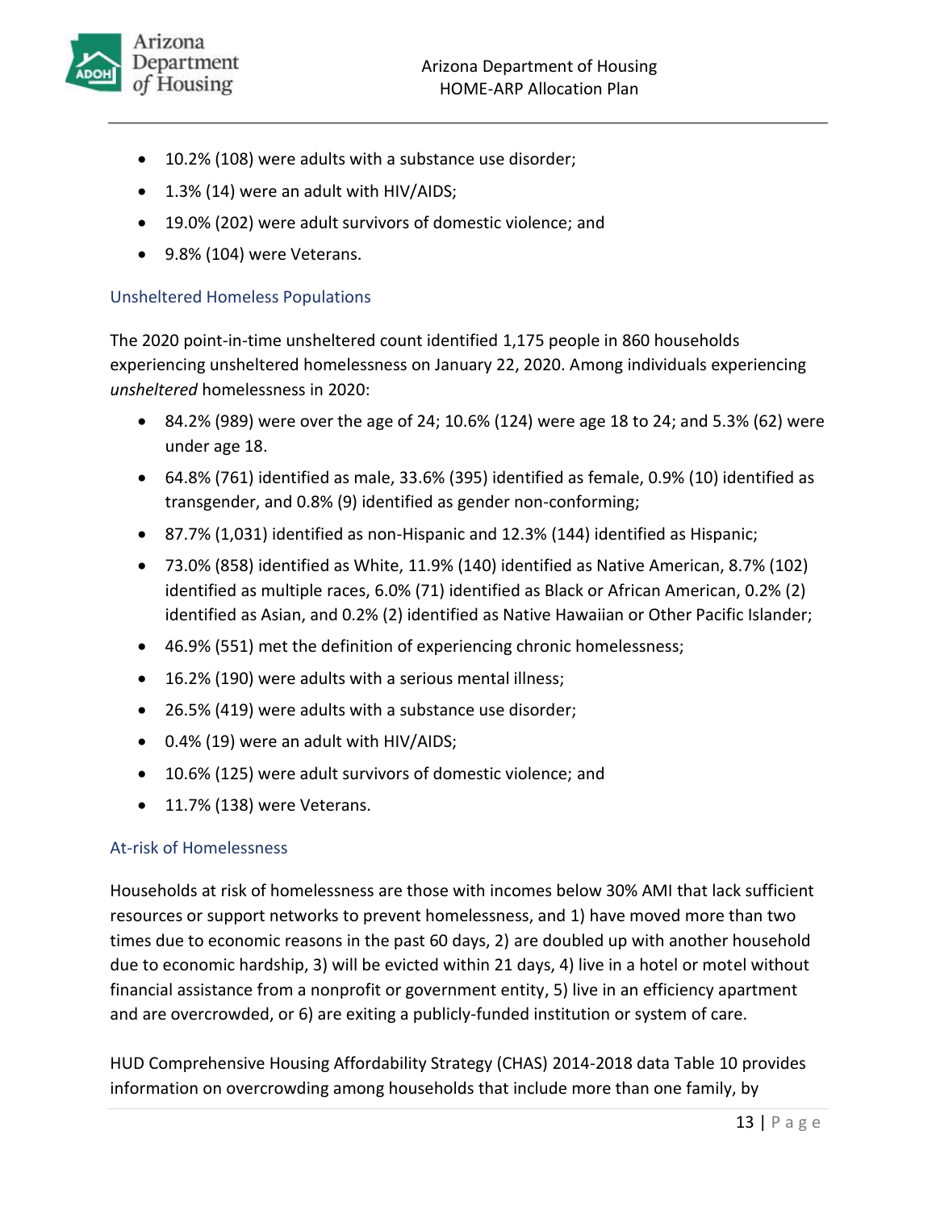- 10.2% (108) were adults with a substance use disorder;
- 1.3% (14) were an adult with HIV/AIDS;
- 19.0% (202) were adult survivors of domestic violence; and
- 9.8% (104) were Veterans.

### Unsheltered Homeless Populations

The 2020 point-in-time unsheltered count identified 1,175 people in 860 households experiencing unsheltered homelessness on January 22, 2020. Among individuals experiencing *unsheltered* homelessness in 2020:

- 84.2% (989) were over the age of 24; 10.6% (124) were age 18 to 24; and 5.3% (62) were under age 18.
- 64.8% (761) identified as male, 33.6% (395) identified as female, 0.9% (10) identified as transgender, and 0.8% (9) identified as gender non-conforming;
- 87.7% (1,031) identified as non-Hispanic and 12.3% (144) identified as Hispanic;
- 73.0% (858) identified as White, 11.9% (140) identified as Native American, 8.7% (102) identified as multiple races, 6.0% (71) identified as Black or African American, 0.2% (2) identified as Asian, and 0.2% (2) identified as Native Hawaiian or Other Pacific Islander;
- 46.9% (551) met the definition of experiencing chronic homelessness;
- 16.2% (190) were adults with a serious mental illness;
- 26.5% (419) were adults with a substance use disorder;
- 0.4% (19) were an adult with HIV/AIDS;
- 10.6% (125) were adult survivors of domestic violence; and
- 11.7% (138) were Veterans.

### At-risk of Homelessness

Households at risk of homelessness are those with incomes below 30% AMI that lack sufficient resources or support networks to prevent homelessness, and 1) have moved more than two times due to economic reasons in the past 60 days, 2) are doubled up with another household due to economic hardship, 3) will be evicted within 21 days, 4) live in a hotel or motel without financial assistance from a nonprofit or government entity, 5) live in an efficiency apartment and are overcrowded, or 6) are exiting a publicly-funded institution or system of care.

HUD Comprehensive Housing Affordability Strategy (CHAS) 2014-2018 data Table 10 provides information on overcrowding among households that include more than one family, by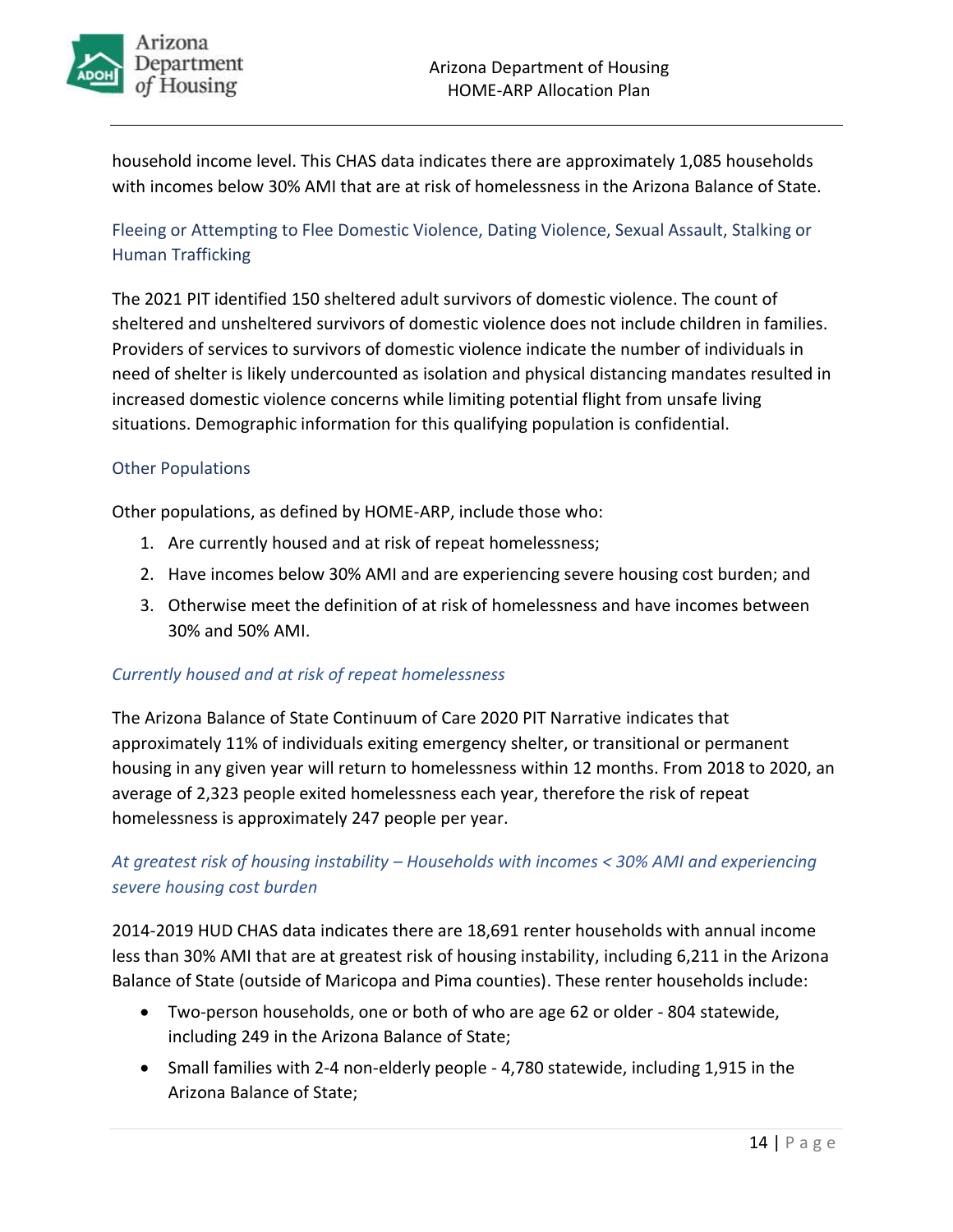household income level. This CHAS data indicates there are approximately 1,085 households with incomes below 30% AMI that are at risk of homelessness in the Arizona Balance of State.

### Fleeing or Attempting to Flee Domestic Violence, Dating Violence, Sexual Assault, Stalking or Human Trafficking

The 2021 PIT identified 150 sheltered adult survivors of domestic violence. The count of sheltered and unsheltered survivors of domestic violence does not include children in families. Providers of services to survivors of domestic violence indicate the number of individuals in need of shelter is likely undercounted as isolation and physical distancing mandates resulted in increased domestic violence concerns while limiting potential flight from unsafe living situations. Demographic information for this qualifying population is confidential.

### Other Populations

Other populations, as defined by HOME-ARP, include those who:

1. Are currently housed and at risk of repeat homelessness;
2. Have incomes below 30% AMI and are experiencing severe housing cost burden; and
3. Otherwise meet the definition of at risk of homelessness and have incomes between 30% and 50% AMI.

#### *Currently housed and at risk of repeat homelessness*

The Arizona Balance of State Continuum of Care 2020 PIT Narrative indicates that approximately 11% of individuals exiting emergency shelter, or transitional or permanent housing in any given year will return to homelessness within 12 months. From 2018 to 2020, an average of 2,323 people exited homelessness each year, therefore the risk of repeat homelessness is approximately 247 people per year.

#### *At greatest risk of housing instability – Households with incomes < 30% AMI and experiencing severe housing cost burden*

2014-2019 HUD CHAS data indicates there are 18,691 renter households with annual income less than 30% AMI that are at greatest risk of housing instability, including 6,211 in the Arizona Balance of State (outside of Maricopa and Pima counties). These renter households include:

- Two-person households, one or both of who are age 62 or older - 804 statewide, including 249 in the Arizona Balance of State;
- Small families with 2-4 non-elderly people - 4,780 statewide, including 1,915 in the Arizona Balance of State;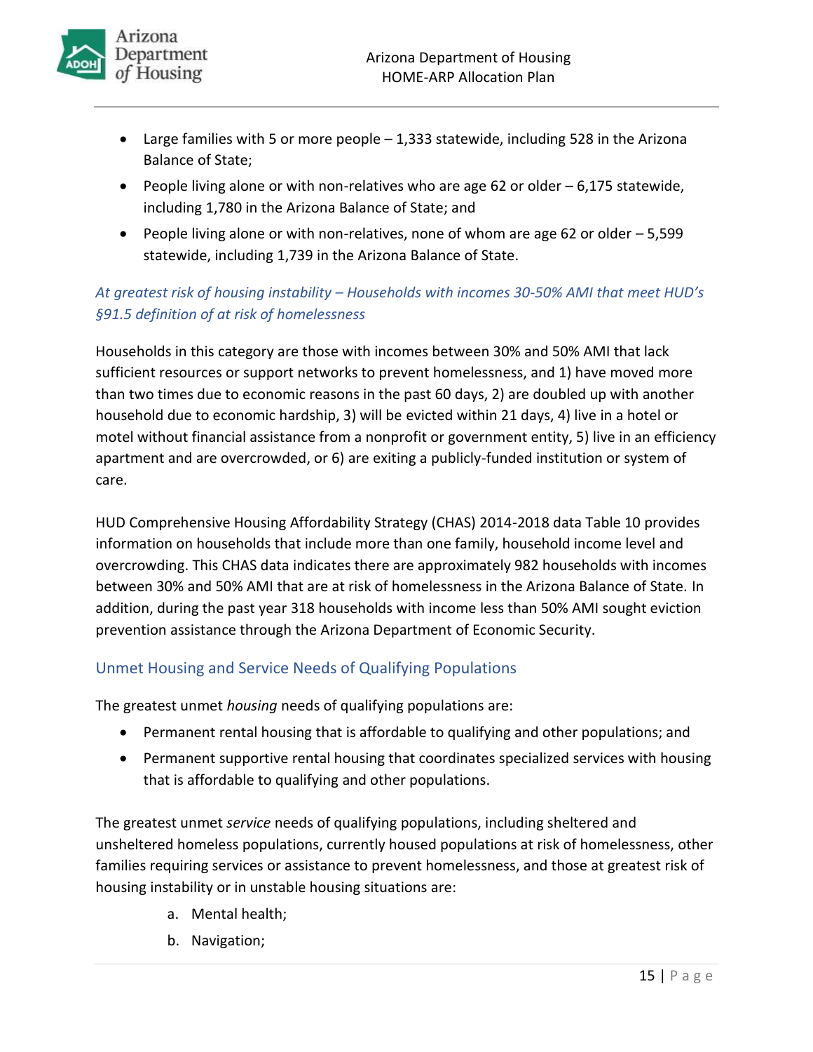- Large families with 5 or more people – 1,333 statewide, including 528 in the Arizona Balance of State;
- People living alone or with non-relatives who are age 62 or older – 6,175 statewide, including 1,780 in the Arizona Balance of State; and
- People living alone or with non-relatives, none of whom are age 62 or older – 5,599 statewide, including 1,739 in the Arizona Balance of State.

*At greatest risk of housing instability – Households with incomes 30-50% AMI that meet HUD's §91.5 definition of at risk of homelessness*

Households in this category are those with incomes between 30% and 50% AMI that lack sufficient resources or support networks to prevent homelessness, and 1) have moved more than two times due to economic reasons in the past 60 days, 2) are doubled up with another household due to economic hardship, 3) will be evicted within 21 days, 4) live in a hotel or motel without financial assistance from a nonprofit or government entity, 5) live in an efficiency apartment and are overcrowded, or 6) are exiting a publicly-funded institution or system of care.

HUD Comprehensive Housing Affordability Strategy (CHAS) 2014-2018 data Table 10 provides information on households that include more than one family, household income level and overcrowding. This CHAS data indicates there are approximately 982 households with incomes between 30% and 50% AMI that are at risk of homelessness in the Arizona Balance of State. In addition, during the past year 318 households with income less than 50% AMI sought eviction prevention assistance through the Arizona Department of Economic Security.

## Unmet Housing and Service Needs of Qualifying Populations

The greatest unmet *housing* needs of qualifying populations are:

- Permanent rental housing that is affordable to qualifying and other populations; and
- Permanent supportive rental housing that coordinates specialized services with housing that is affordable to qualifying and other populations.

The greatest unmet *service* needs of qualifying populations, including sheltered and unsheltered homeless populations, currently housed populations at risk of homelessness, other families requiring services or assistance to prevent homelessness, and those at greatest risk of housing instability or in unstable housing situations are:

a. Mental health;
b. Navigation;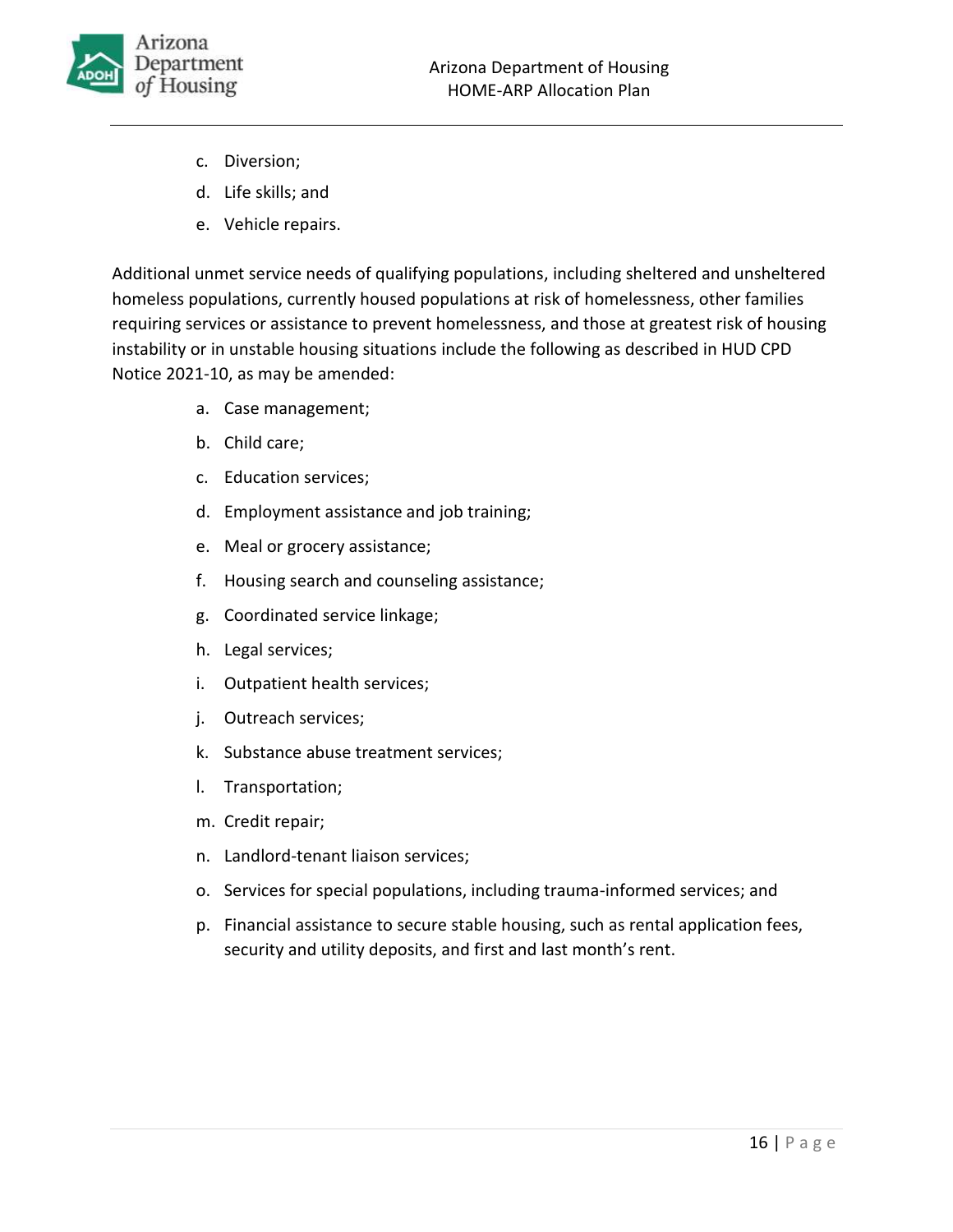c. Diversion;
d. Life skills; and
e. Vehicle repairs.

Additional unmet service needs of qualifying populations, including sheltered and unsheltered homeless populations, currently housed populations at risk of homelessness, other families requiring services or assistance to prevent homelessness, and those at greatest risk of housing instability or in unstable housing situations include the following as described in HUD CPD Notice 2021-10, as may be amended:

a. Case management;
b. Child care;
c. Education services;
d. Employment assistance and job training;
e. Meal or grocery assistance;
f. Housing search and counseling assistance;
g. Coordinated service linkage;
h. Legal services;
i. Outpatient health services;
j. Outreach services;
k. Substance abuse treatment services;
l. Transportation;
m. Credit repair;
n. Landlord-tenant liaison services;
o. Services for special populations, including trauma-informed services; and
p. Financial assistance to secure stable housing, such as rental application fees, security and utility deposits, and first and last month's rent.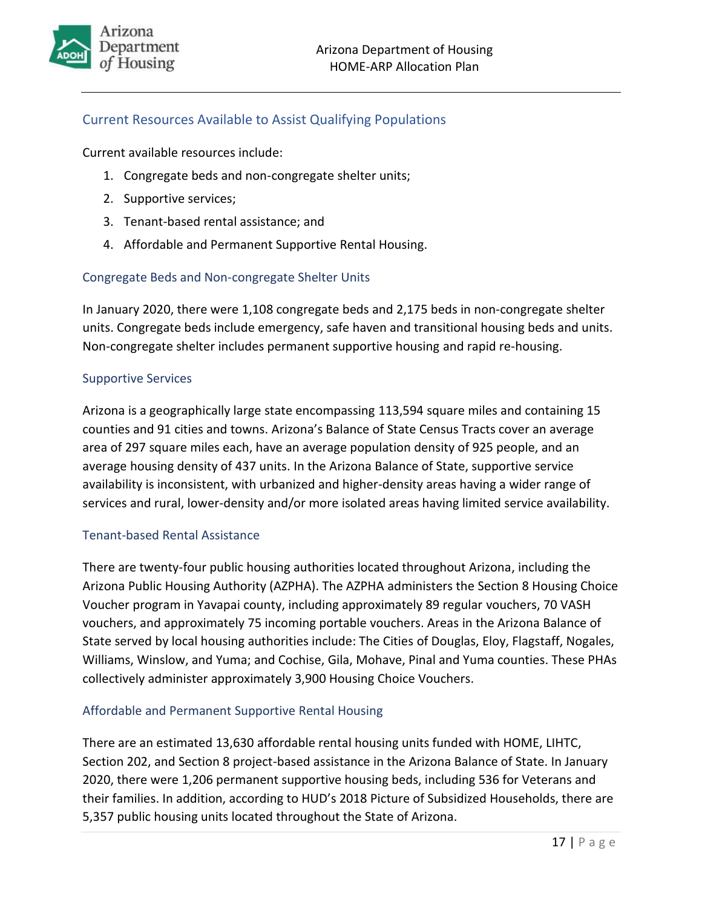## Current Resources Available to Assist Qualifying Populations

Current available resources include:

1. Congregate beds and non-congregate shelter units;
2. Supportive services;
3. Tenant-based rental assistance; and
4. Affordable and Permanent Supportive Rental Housing.

### Congregate Beds and Non-congregate Shelter Units

In January 2020, there were 1,108 congregate beds and 2,175 beds in non-congregate shelter units. Congregate beds include emergency, safe haven and transitional housing beds and units. Non-congregate shelter includes permanent supportive housing and rapid re-housing.

### Supportive Services

Arizona is a geographically large state encompassing 113,594 square miles and containing 15 counties and 91 cities and towns. Arizona's Balance of State Census Tracts cover an average area of 297 square miles each, have an average population density of 925 people, and an average housing density of 437 units. In the Arizona Balance of State, supportive service availability is inconsistent, with urbanized and higher-density areas having a wider range of services and rural, lower-density and/or more isolated areas having limited service availability.

### Tenant-based Rental Assistance

There are twenty-four public housing authorities located throughout Arizona, including the Arizona Public Housing Authority (AZPHA). The AZPHA administers the Section 8 Housing Choice Voucher program in Yavapai county, including approximately 89 regular vouchers, 70 VASH vouchers, and approximately 75 incoming portable vouchers. Areas in the Arizona Balance of State served by local housing authorities include: The Cities of Douglas, Eloy, Flagstaff, Nogales, Williams, Winslow, and Yuma; and Cochise, Gila, Mohave, Pinal and Yuma counties. These PHAs collectively administer approximately 3,900 Housing Choice Vouchers.

### Affordable and Permanent Supportive Rental Housing

There are an estimated 13,630 affordable rental housing units funded with HOME, LIHTC, Section 202, and Section 8 project-based assistance in the Arizona Balance of State. In January 2020, there were 1,206 permanent supportive housing beds, including 536 for Veterans and their families. In addition, according to HUD's 2018 Picture of Subsidized Households, there are 5,357 public housing units located throughout the State of Arizona.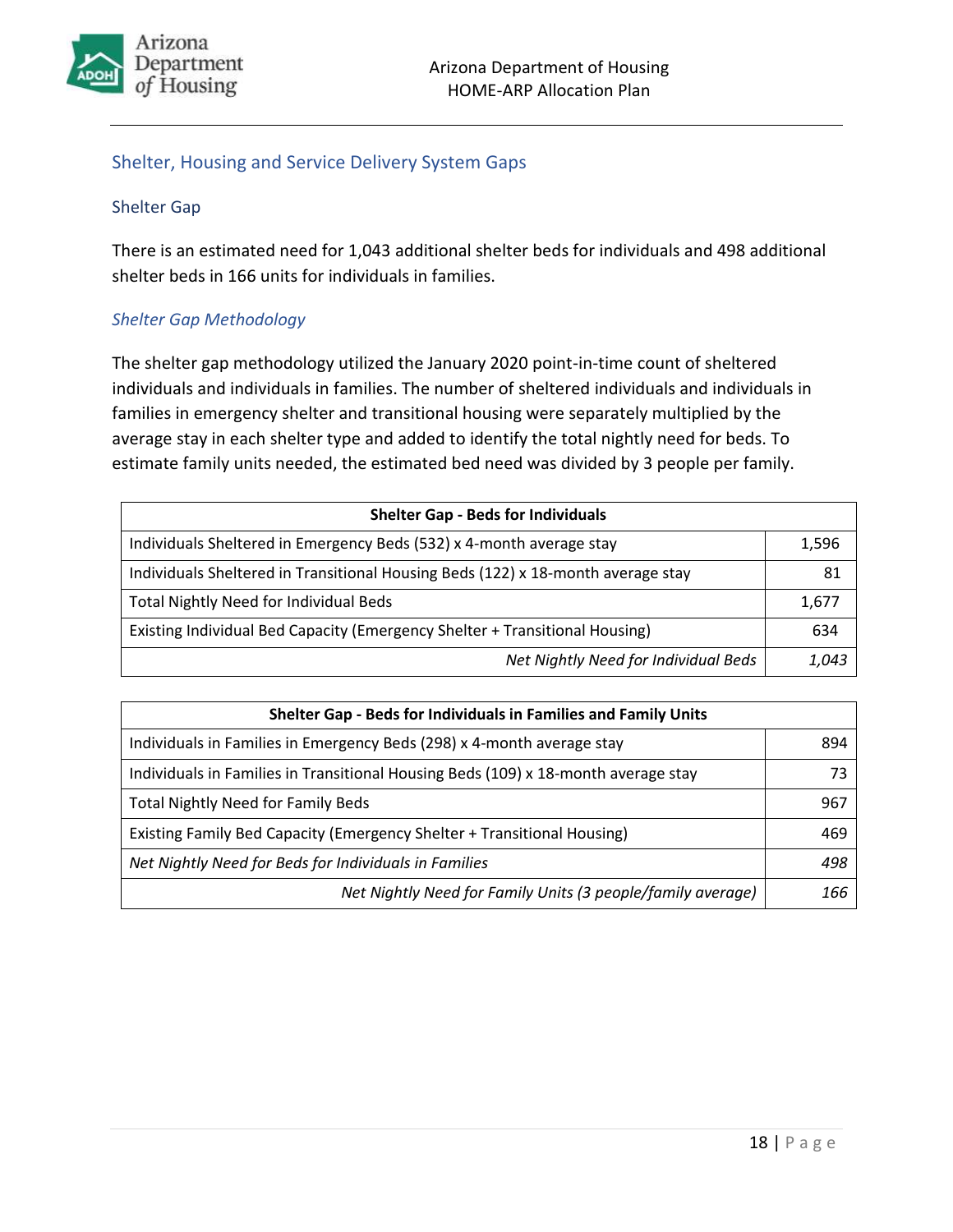## Shelter, Housing and Service Delivery System Gaps

### Shelter Gap

There is an estimated need for 1,043 additional shelter beds for individuals and 498 additional shelter beds in 166 units for individuals in families.

#### *Shelter Gap Methodology*

The shelter gap methodology utilized the January 2020 point-in-time count of sheltered individuals and individuals in families. The number of sheltered individuals and individuals in families in emergency shelter and transitional housing were separately multiplied by the average stay in each shelter type and added to identify the total nightly need for beds. To estimate family units needed, the estimated bed need was divided by 3 people per family.

| **Shelter Gap - Beds for Individuals** | |
|---|---|
| Individuals Sheltered in Emergency Beds (532) x 4-month average stay | 1,596 |
| Individuals Sheltered in Transitional Housing Beds (122) x 18-month average stay | 81 |
| Total Nightly Need for Individual Beds | 1,677 |
| Existing Individual Bed Capacity (Emergency Shelter + Transitional Housing) | 634 |
| *Net Nightly Need for Individual Beds* | *1,043* |

| **Shelter Gap - Beds for Individuals in Families and Family Units** | |
|---|---|
| Individuals in Families in Emergency Beds (298) x 4-month average stay | 894 |
| Individuals in Families in Transitional Housing Beds (109) x 18-month average stay | 73 |
| Total Nightly Need for Family Beds | 967 |
| Existing Family Bed Capacity (Emergency Shelter + Transitional Housing) | 469 |
| *Net Nightly Need for Beds for Individuals in Families* | *498* |
| *Net Nightly Need for Family Units (3 people/family average)* | *166* |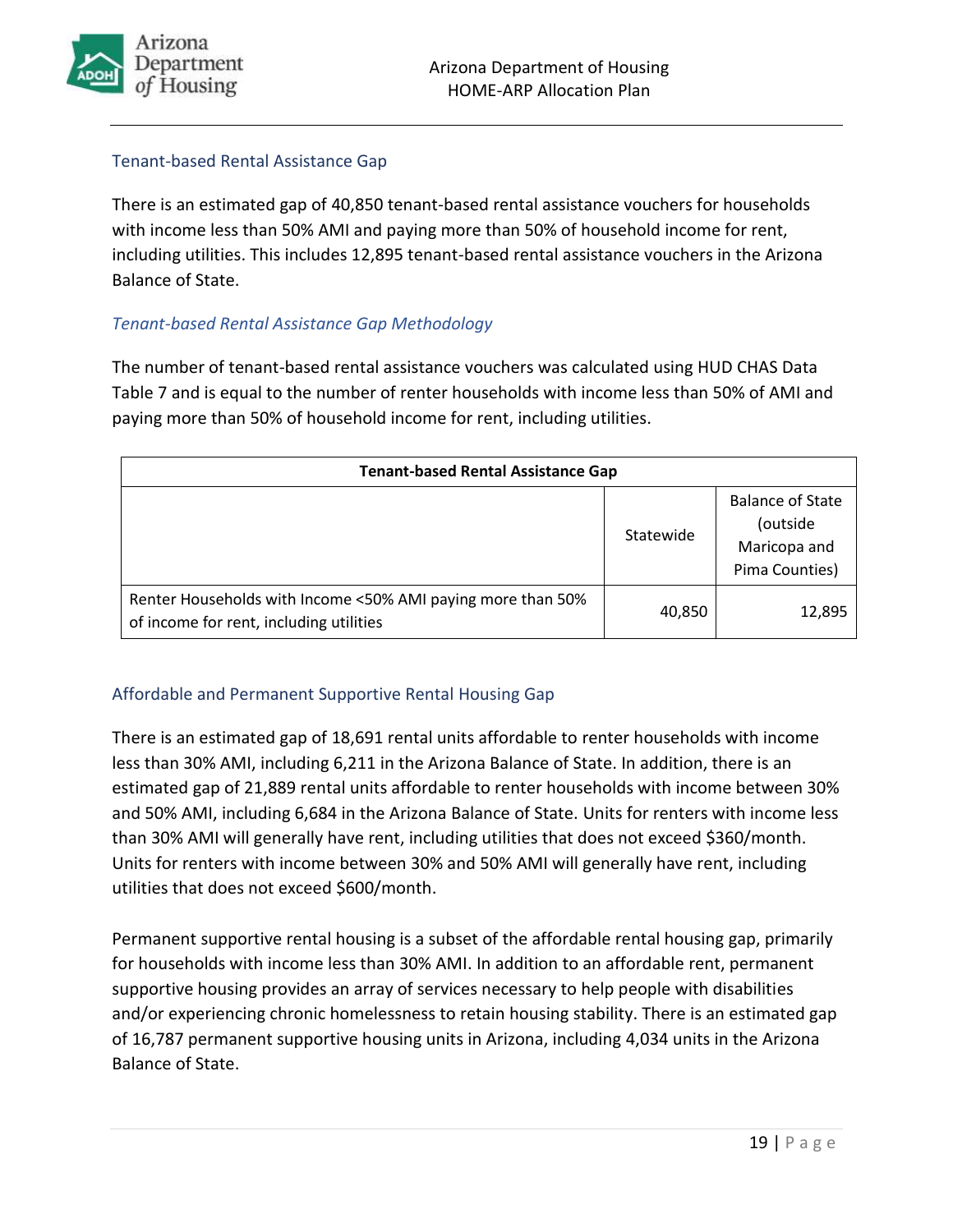### Tenant-based Rental Assistance Gap

There is an estimated gap of 40,850 tenant-based rental assistance vouchers for households with income less than 50% AMI and paying more than 50% of household income for rent, including utilities. This includes 12,895 tenant-based rental assistance vouchers in the Arizona Balance of State.

#### *Tenant-based Rental Assistance Gap Methodology*

The number of tenant-based rental assistance vouchers was calculated using HUD CHAS Data Table 7 and is equal to the number of renter households with income less than 50% of AMI and paying more than 50% of household income for rent, including utilities.

| Tenant-based Rental Assistance Gap | | |
|---|---|---|
| | Statewide | Balance of State (outside Maricopa and Pima Counties) |
| Renter Households with Income <50% AMI paying more than 50% of income for rent, including utilities | 40,850 | 12,895 |

### Affordable and Permanent Supportive Rental Housing Gap

There is an estimated gap of 18,691 rental units affordable to renter households with income less than 30% AMI, including 6,211 in the Arizona Balance of State. In addition, there is an estimated gap of 21,889 rental units affordable to renter households with income between 30% and 50% AMI, including 6,684 in the Arizona Balance of State. Units for renters with income less than 30% AMI will generally have rent, including utilities that does not exceed $360/month. Units for renters with income between 30% and 50% AMI will generally have rent, including utilities that does not exceed $600/month.

Permanent supportive rental housing is a subset of the affordable rental housing gap, primarily for households with income less than 30% AMI. In addition to an affordable rent, permanent supportive housing provides an array of services necessary to help people with disabilities and/or experiencing chronic homelessness to retain housing stability. There is an estimated gap of 16,787 permanent supportive housing units in Arizona, including 4,034 units in the Arizona Balance of State.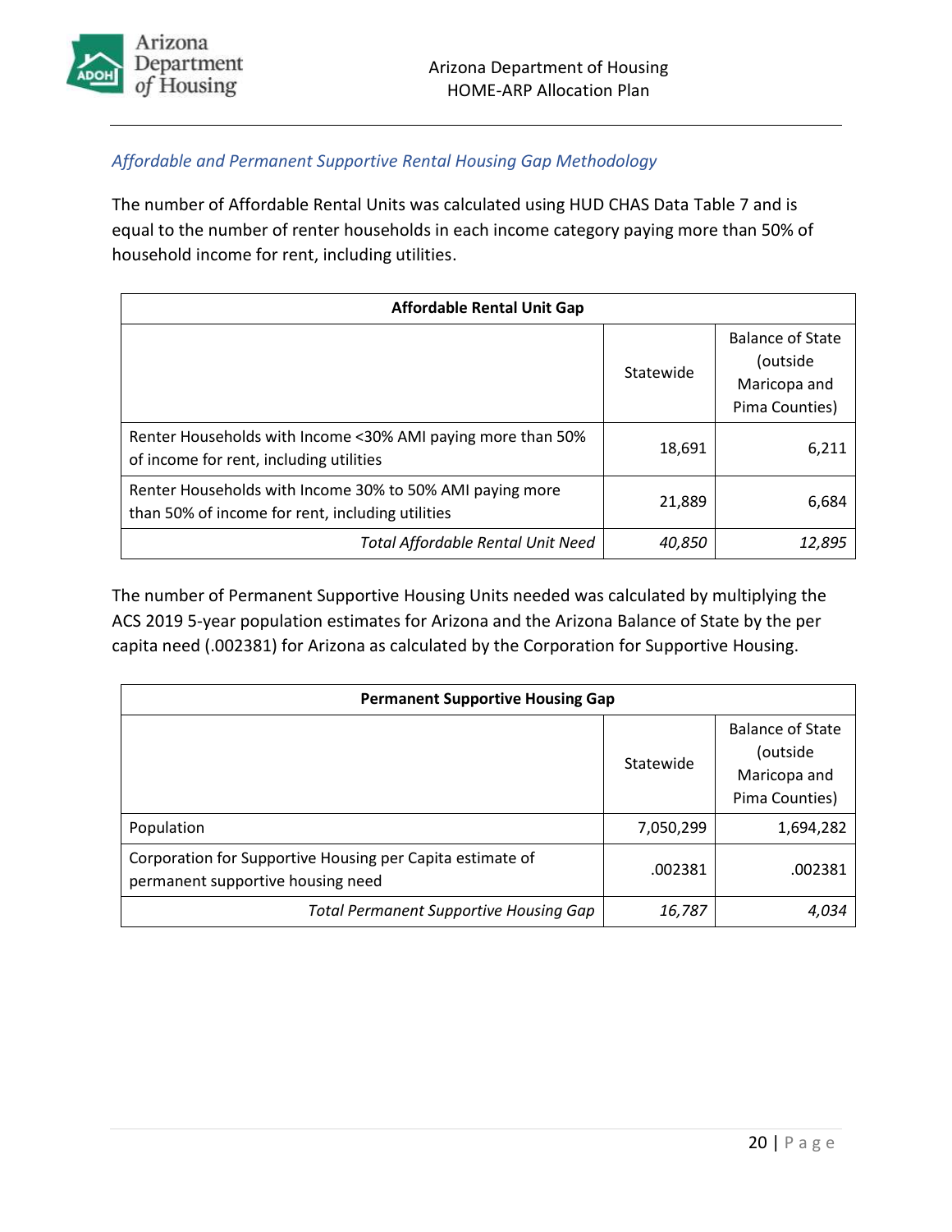### *Affordable and Permanent Supportive Rental Housing Gap Methodology*

The number of Affordable Rental Units was calculated using HUD CHAS Data Table 7 and is equal to the number of renter households in each income category paying more than 50% of household income for rent, including utilities.

| Affordable Rental Unit Gap | | |
|---|---|---|
| | Statewide | Balance of State (outside Maricopa and Pima Counties) |
| Renter Households with Income <30% AMI paying more than 50% of income for rent, including utilities | 18,691 | 6,211 |
| Renter Households with Income 30% to 50% AMI paying more than 50% of income for rent, including utilities | 21,889 | 6,684 |
| *Total Affordable Rental Unit Need* | *40,850* | *12,895* |

The number of Permanent Supportive Housing Units needed was calculated by multiplying the ACS 2019 5-year population estimates for Arizona and the Arizona Balance of State by the per capita need (.002381) for Arizona as calculated by the Corporation for Supportive Housing.

| Permanent Supportive Housing Gap | | |
|---|---|---|
| | Statewide | Balance of State (outside Maricopa and Pima Counties) |
| Population | 7,050,299 | 1,694,282 |
| Corporation for Supportive Housing per Capita estimate of permanent supportive housing need | .002381 | .002381 |
| *Total Permanent Supportive Housing Gap* | *16,787* | *4,034* |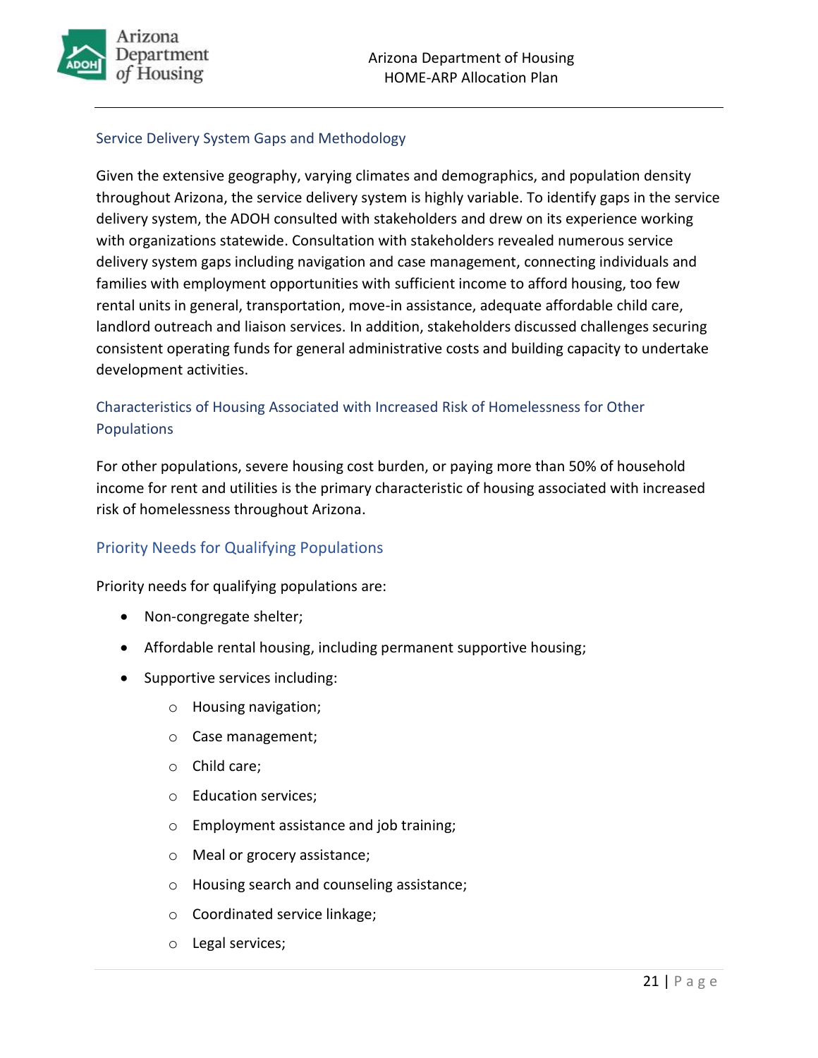### Service Delivery System Gaps and Methodology

Given the extensive geography, varying climates and demographics, and population density throughout Arizona, the service delivery system is highly variable. To identify gaps in the service delivery system, the ADOH consulted with stakeholders and drew on its experience working with organizations statewide. Consultation with stakeholders revealed numerous service delivery system gaps including navigation and case management, connecting individuals and families with employment opportunities with sufficient income to afford housing, too few rental units in general, transportation, move-in assistance, adequate affordable child care, landlord outreach and liaison services. In addition, stakeholders discussed challenges securing consistent operating funds for general administrative costs and building capacity to undertake development activities.

### Characteristics of Housing Associated with Increased Risk of Homelessness for Other Populations

For other populations, severe housing cost burden, or paying more than 50% of household income for rent and utilities is the primary characteristic of housing associated with increased risk of homelessness throughout Arizona.

## Priority Needs for Qualifying Populations

Priority needs for qualifying populations are:

- Non-congregate shelter;
- Affordable rental housing, including permanent supportive housing;
- Supportive services including:
  - Housing navigation;
  - Case management;
  - Child care;
  - Education services;
  - Employment assistance and job training;
  - Meal or grocery assistance;
  - Housing search and counseling assistance;
  - Coordinated service linkage;
  - Legal services;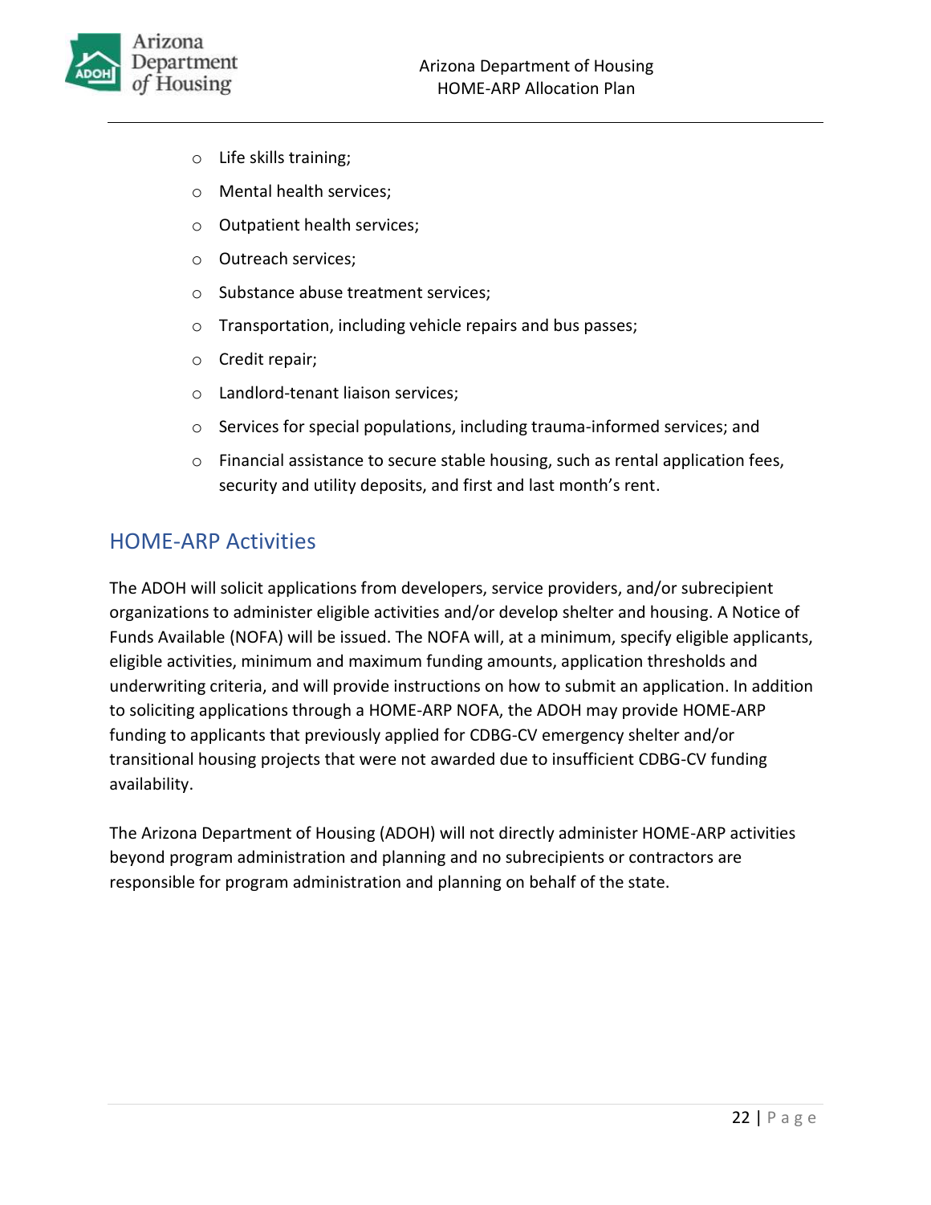- Life skills training;
- Mental health services;
- Outpatient health services;
- Outreach services;
- Substance abuse treatment services;
- Transportation, including vehicle repairs and bus passes;
- Credit repair;
- Landlord-tenant liaison services;
- Services for special populations, including trauma-informed services; and
- Financial assistance to secure stable housing, such as rental application fees, security and utility deposits, and first and last month's rent.

## HOME-ARP Activities

The ADOH will solicit applications from developers, service providers, and/or subrecipient organizations to administer eligible activities and/or develop shelter and housing. A Notice of Funds Available (NOFA) will be issued. The NOFA will, at a minimum, specify eligible applicants, eligible activities, minimum and maximum funding amounts, application thresholds and underwriting criteria, and will provide instructions on how to submit an application. In addition to soliciting applications through a HOME-ARP NOFA, the ADOH may provide HOME-ARP funding to applicants that previously applied for CDBG-CV emergency shelter and/or transitional housing projects that were not awarded due to insufficient CDBG-CV funding availability.

The Arizona Department of Housing (ADOH) will not directly administer HOME-ARP activities beyond program administration and planning and no subrecipients or contractors are responsible for program administration and planning on behalf of the state.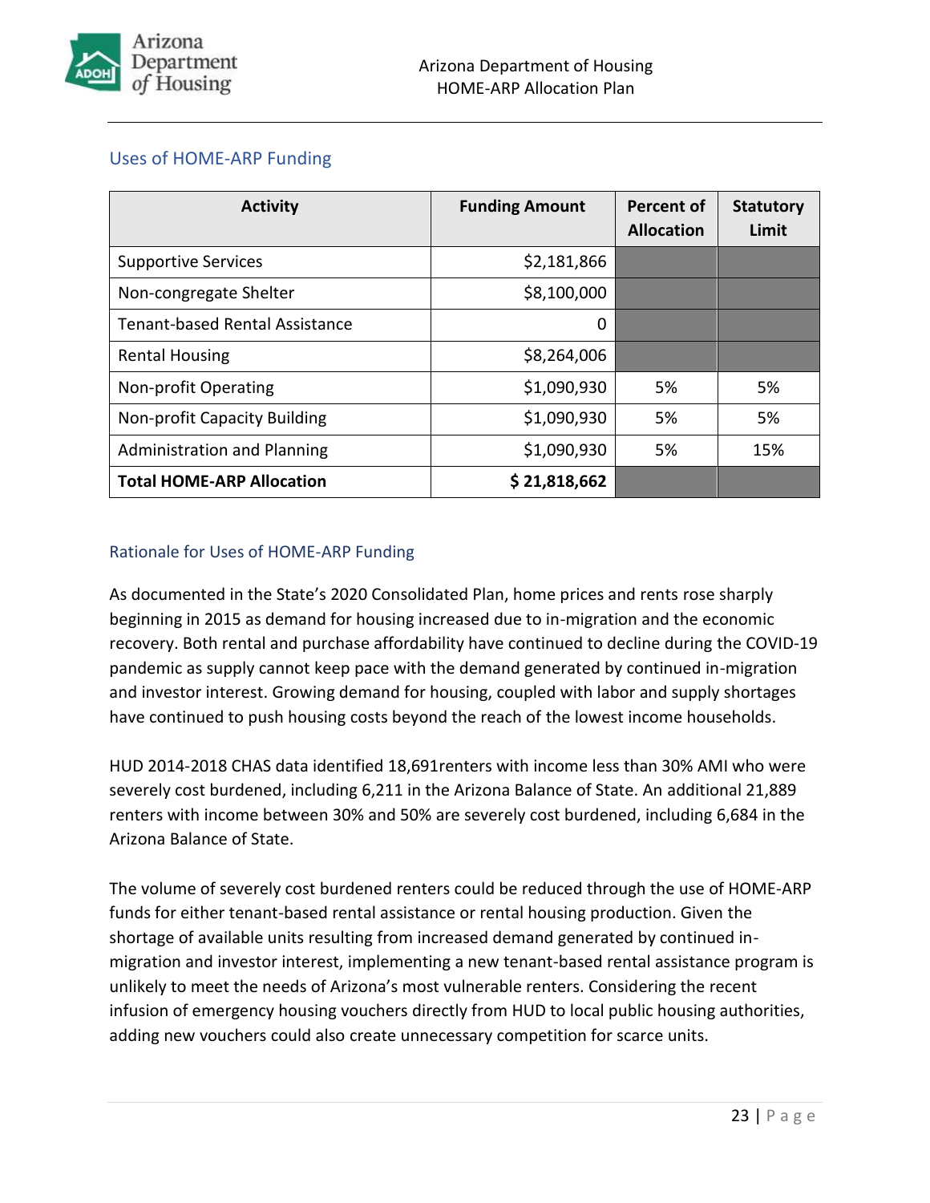## Uses of HOME-ARP Funding

| Activity | Funding Amount | Percent of Allocation | Statutory Limit |
|---|---|---|---|
| Supportive Services | $2,181,866 | | |
| Non-congregate Shelter | $8,100,000 | | |
| Tenant-based Rental Assistance | 0 | | |
| Rental Housing | $8,264,006 | | |
| Non-profit Operating | $1,090,930 | 5% | 5% |
| Non-profit Capacity Building | $1,090,930 | 5% | 5% |
| Administration and Planning | $1,090,930 | 5% | 15% |
| **Total HOME-ARP Allocation** | **$ 21,818,662** | | |

## Rationale for Uses of HOME-ARP Funding

As documented in the State's 2020 Consolidated Plan, home prices and rents rose sharply beginning in 2015 as demand for housing increased due to in-migration and the economic recovery. Both rental and purchase affordability have continued to decline during the COVID-19 pandemic as supply cannot keep pace with the demand generated by continued in-migration and investor interest. Growing demand for housing, coupled with labor and supply shortages have continued to push housing costs beyond the reach of the lowest income households.

HUD 2014-2018 CHAS data identified 18,691renters with income less than 30% AMI who were severely cost burdened, including 6,211 in the Arizona Balance of State. An additional 21,889 renters with income between 30% and 50% are severely cost burdened, including 6,684 in the Arizona Balance of State.

The volume of severely cost burdened renters could be reduced through the use of HOME-ARP funds for either tenant-based rental assistance or rental housing production. Given the shortage of available units resulting from increased demand generated by continued in-migration and investor interest, implementing a new tenant-based rental assistance program is unlikely to meet the needs of Arizona's most vulnerable renters. Considering the recent infusion of emergency housing vouchers directly from HUD to local public housing authorities, adding new vouchers could also create unnecessary competition for scarce units.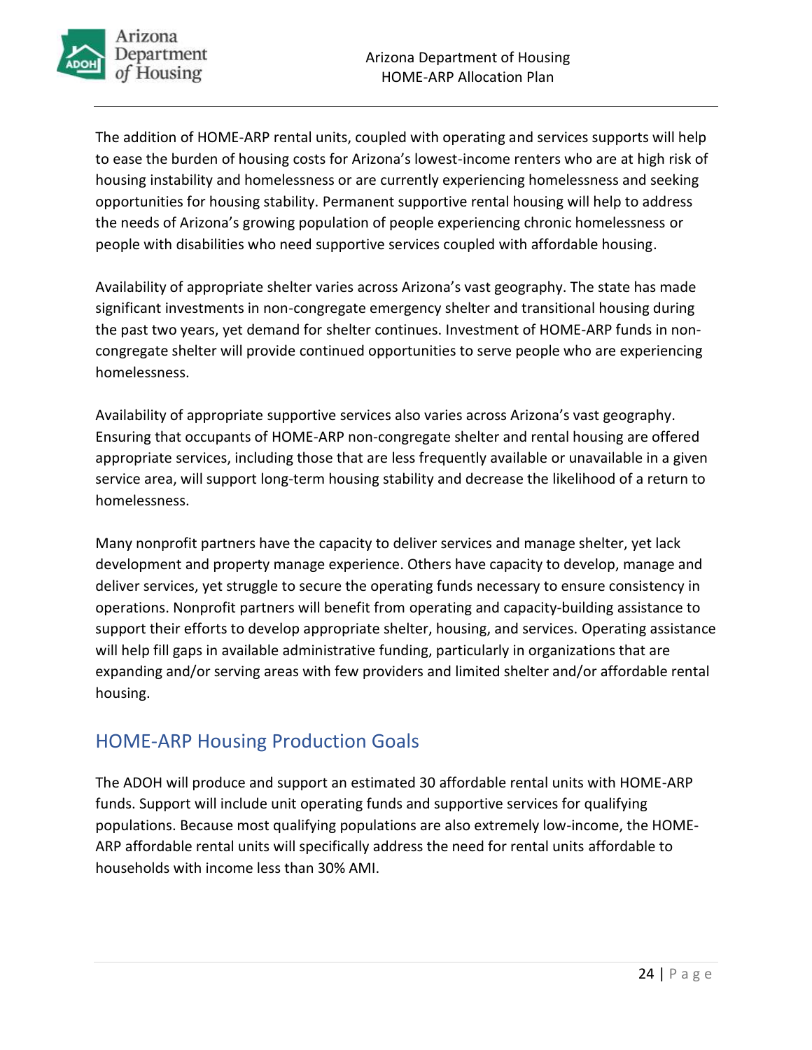The addition of HOME-ARP rental units, coupled with operating and services supports will help to ease the burden of housing costs for Arizona's lowest-income renters who are at high risk of housing instability and homelessness or are currently experiencing homelessness and seeking opportunities for housing stability. Permanent supportive rental housing will help to address the needs of Arizona's growing population of people experiencing chronic homelessness or people with disabilities who need supportive services coupled with affordable housing.

Availability of appropriate shelter varies across Arizona's vast geography. The state has made significant investments in non-congregate emergency shelter and transitional housing during the past two years, yet demand for shelter continues. Investment of HOME-ARP funds in non-congregate shelter will provide continued opportunities to serve people who are experiencing homelessness.

Availability of appropriate supportive services also varies across Arizona's vast geography. Ensuring that occupants of HOME-ARP non-congregate shelter and rental housing are offered appropriate services, including those that are less frequently available or unavailable in a given service area, will support long-term housing stability and decrease the likelihood of a return to homelessness.

Many nonprofit partners have the capacity to deliver services and manage shelter, yet lack development and property manage experience. Others have capacity to develop, manage and deliver services, yet struggle to secure the operating funds necessary to ensure consistency in operations. Nonprofit partners will benefit from operating and capacity-building assistance to support their efforts to develop appropriate shelter, housing, and services. Operating assistance will help fill gaps in available administrative funding, particularly in organizations that are expanding and/or serving areas with few providers and limited shelter and/or affordable rental housing.

## HOME-ARP Housing Production Goals

The ADOH will produce and support an estimated 30 affordable rental units with HOME-ARP funds. Support will include unit operating funds and supportive services for qualifying populations. Because most qualifying populations are also extremely low-income, the HOME-ARP affordable rental units will specifically address the need for rental units affordable to households with income less than 30% AMI.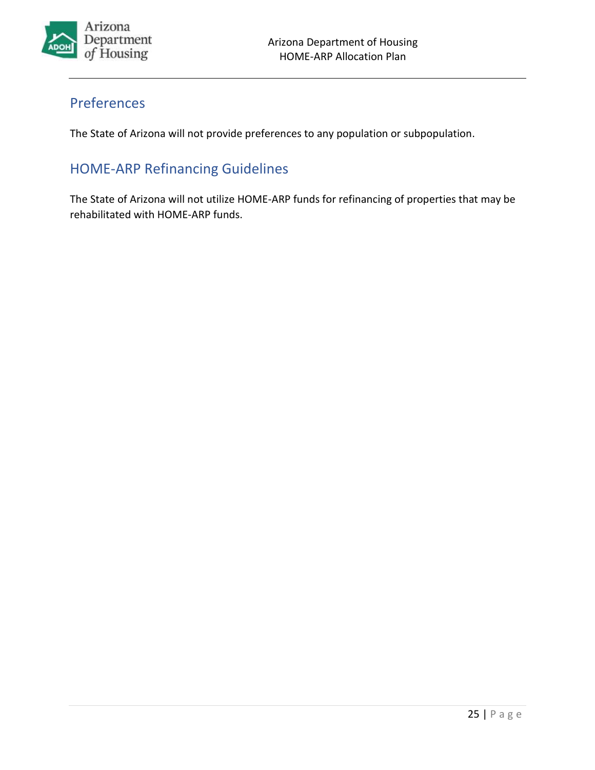## Preferences

The State of Arizona will not provide preferences to any population or subpopulation.

## HOME-ARP Refinancing Guidelines

The State of Arizona will not utilize HOME-ARP funds for refinancing of properties that may be rehabilitated with HOME-ARP funds.